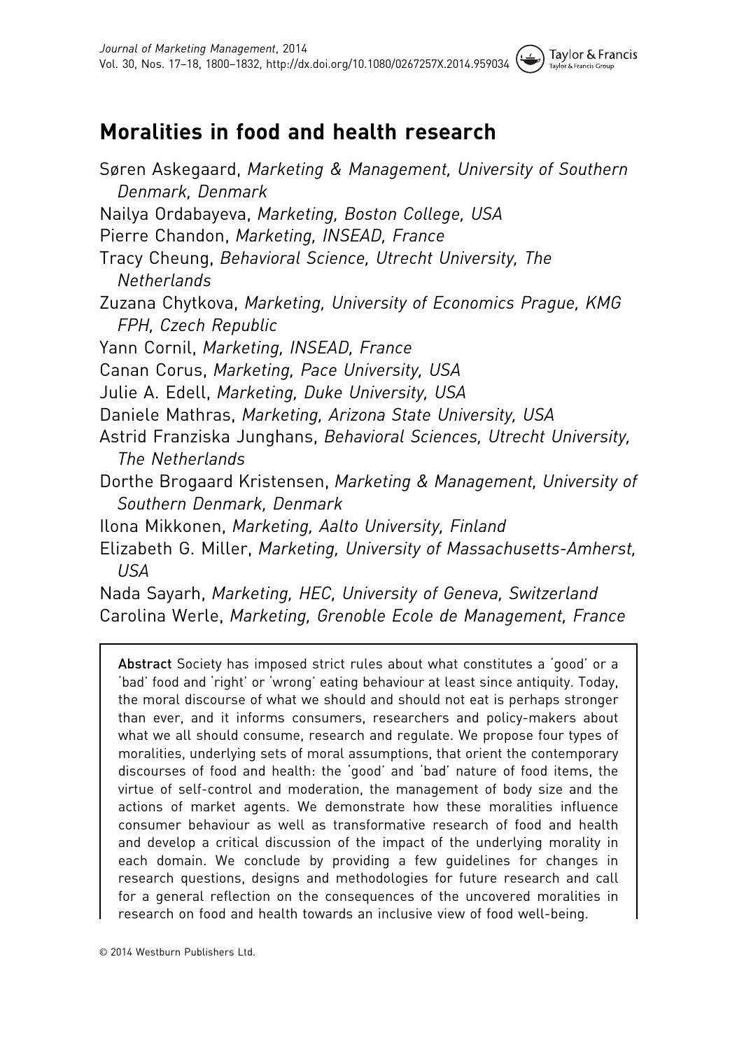# Moralities in food and health research

Søren Askegaard, *Marketing & Management, University of Southern Denmark, Denmark*
Nailya Ordabayeva, *Marketing, Boston College, USA*
Pierre Chandon, *Marketing, INSEAD, France*
Tracy Cheung, *Behavioral Science, Utrecht University, The Netherlands*
Zuzana Chytkova, *Marketing, University of Economics Prague, KMG FPH, Czech Republic*
Yann Cornil, *Marketing, INSEAD, France*
Canan Corus, *Marketing, Pace University, USA*
Julie A. Edell, *Marketing, Duke University, USA*
Daniele Mathras, *Marketing, Arizona State University, USA*
Astrid Franziska Junghans, *Behavioral Sciences, Utrecht University, The Netherlands*
Dorthe Brogaard Kristensen, *Marketing & Management, University of Southern Denmark, Denmark*
Ilona Mikkonen, *Marketing, Aalto University, Finland*
Elizabeth G. Miller, *Marketing, University of Massachusetts-Amherst, USA*
Nada Sayarh, *Marketing, HEC, University of Geneva, Switzerland*
Carolina Werle, *Marketing, Grenoble Ecole de Management, France*

**Abstract** Society has imposed strict rules about what constitutes a 'good' or a 'bad' food and 'right' or 'wrong' eating behaviour at least since antiquity. Today, the moral discourse of what we should and should not eat is perhaps stronger than ever, and it informs consumers, researchers and policy-makers about what we all should consume, research and regulate. We propose four types of moralities, underlying sets of moral assumptions, that orient the contemporary discourses of food and health: the 'good' and 'bad' nature of food items, the virtue of self-control and moderation, the management of body size and the actions of market agents. We demonstrate how these moralities influence consumer behaviour as well as transformative research of food and health and develop a critical discussion of the impact of the underlying morality in each domain. We conclude by providing a few guidelines for changes in research questions, designs and methodologies for future research and call for a general reflection on the consequences of the uncovered moralities in research on food and health towards an inclusive view of food well-being.

© 2014 Westburn Publishers Ltd.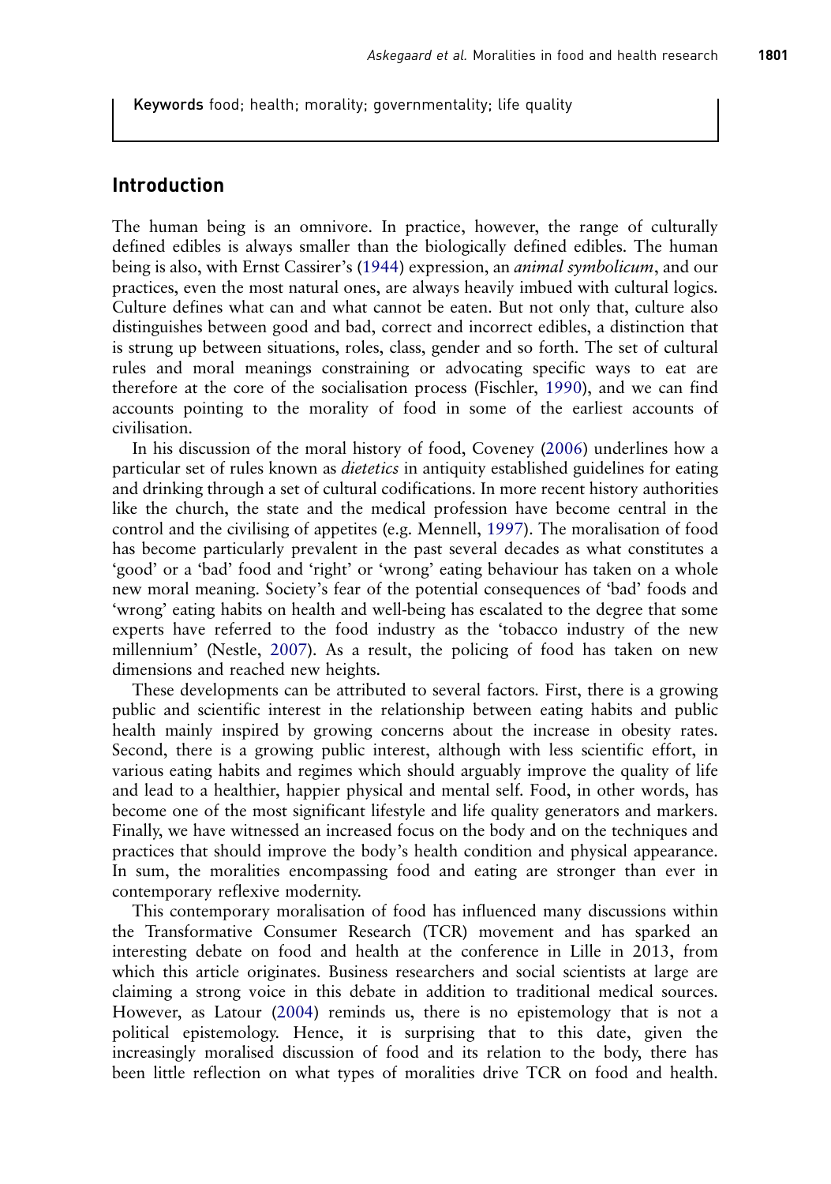**Keywords** food; health; morality; governmentality; life quality

## Introduction

The human being is an omnivore. In practice, however, the range of culturally defined edibles is always smaller than the biologically defined edibles. The human being is also, with Ernst Cassirer's (1944) expression, an *animal symbolicum*, and our practices, even the most natural ones, are always heavily imbued with cultural logics. Culture defines what can and what cannot be eaten. But not only that, culture also distinguishes between good and bad, correct and incorrect edibles, a distinction that is strung up between situations, roles, class, gender and so forth. The set of cultural rules and moral meanings constraining or advocating specific ways to eat are therefore at the core of the socialisation process (Fischler, 1990), and we can find accounts pointing to the morality of food in some of the earliest accounts of civilisation.

In his discussion of the moral history of food, Coveney (2006) underlines how a particular set of rules known as *dietetics* in antiquity established guidelines for eating and drinking through a set of cultural codifications. In more recent history authorities like the church, the state and the medical profession have become central in the control and the civilising of appetites (e.g. Mennell, 1997). The moralisation of food has become particularly prevalent in the past several decades as what constitutes a 'good' or a 'bad' food and 'right' or 'wrong' eating behaviour has taken on a whole new moral meaning. Society's fear of the potential consequences of 'bad' foods and 'wrong' eating habits on health and well-being has escalated to the degree that some experts have referred to the food industry as the 'tobacco industry of the new millennium' (Nestle, 2007). As a result, the policing of food has taken on new dimensions and reached new heights.

These developments can be attributed to several factors. First, there is a growing public and scientific interest in the relationship between eating habits and public health mainly inspired by growing concerns about the increase in obesity rates. Second, there is a growing public interest, although with less scientific effort, in various eating habits and regimes which should arguably improve the quality of life and lead to a healthier, happier physical and mental self. Food, in other words, has become one of the most significant lifestyle and life quality generators and markers. Finally, we have witnessed an increased focus on the body and on the techniques and practices that should improve the body's health condition and physical appearance. In sum, the moralities encompassing food and eating are stronger than ever in contemporary reflexive modernity.

This contemporary moralisation of food has influenced many discussions within the Transformative Consumer Research (TCR) movement and has sparked an interesting debate on food and health at the conference in Lille in 2013, from which this article originates. Business researchers and social scientists at large are claiming a strong voice in this debate in addition to traditional medical sources. However, as Latour (2004) reminds us, there is no epistemology that is not a political epistemology. Hence, it is surprising that to this date, given the increasingly moralised discussion of food and its relation to the body, there has been little reflection on what types of moralities drive TCR on food and health.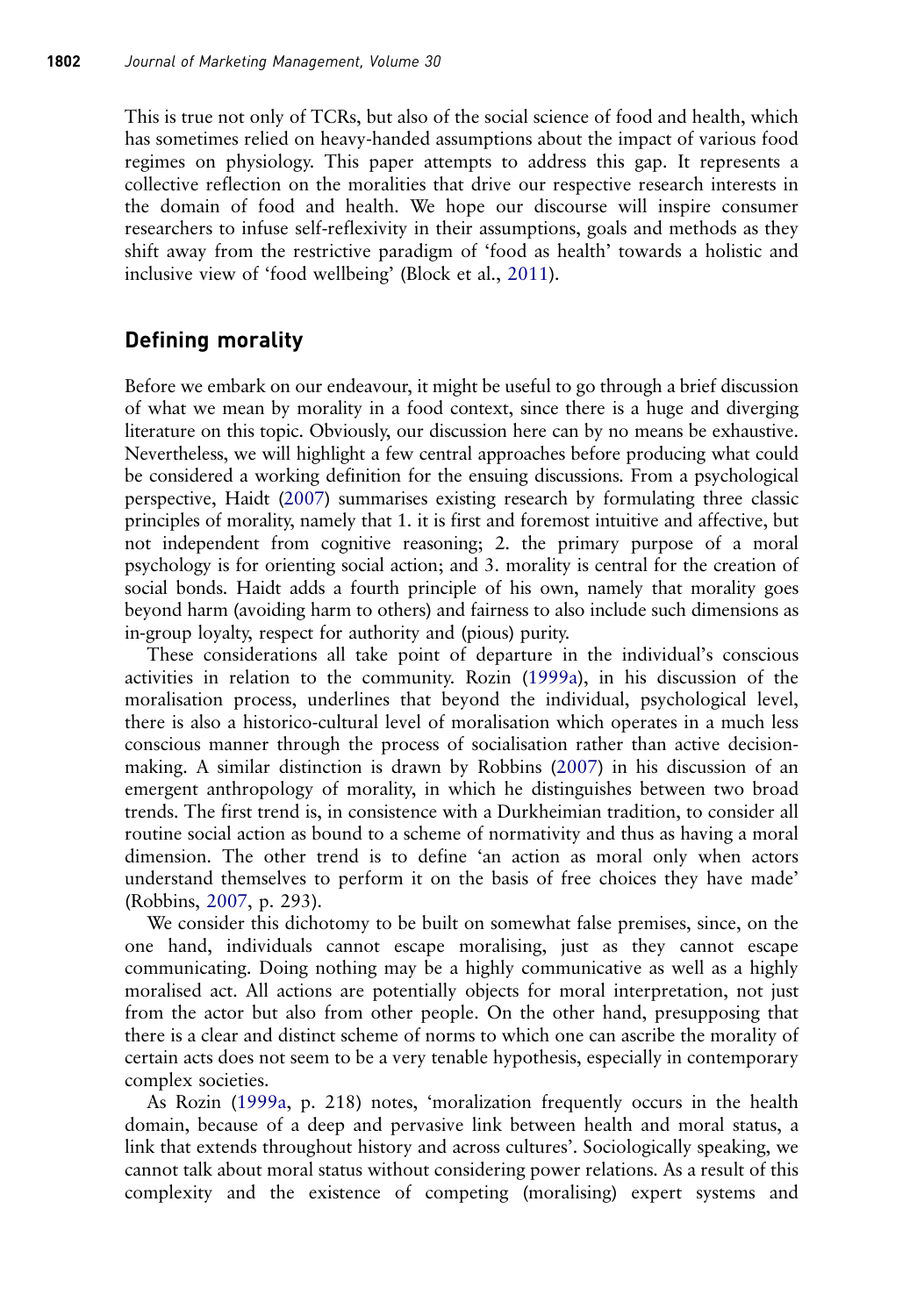This is true not only of TCRs, but also of the social science of food and health, which has sometimes relied on heavy-handed assumptions about the impact of various food regimes on physiology. This paper attempts to address this gap. It represents a collective reflection on the moralities that drive our respective research interests in the domain of food and health. We hope our discourse will inspire consumer researchers to infuse self-reflexivity in their assumptions, goals and methods as they shift away from the restrictive paradigm of 'food as health' towards a holistic and inclusive view of 'food wellbeing' (Block et al., 2011).

## Defining morality

Before we embark on our endeavour, it might be useful to go through a brief discussion of what we mean by morality in a food context, since there is a huge and diverging literature on this topic. Obviously, our discussion here can by no means be exhaustive. Nevertheless, we will highlight a few central approaches before producing what could be considered a working definition for the ensuing discussions. From a psychological perspective, Haidt (2007) summarises existing research by formulating three classic principles of morality, namely that 1. it is first and foremost intuitive and affective, but not independent from cognitive reasoning; 2. the primary purpose of a moral psychology is for orienting social action; and 3. morality is central for the creation of social bonds. Haidt adds a fourth principle of his own, namely that morality goes beyond harm (avoiding harm to others) and fairness to also include such dimensions as in-group loyalty, respect for authority and (pious) purity.

These considerations all take point of departure in the individual's conscious activities in relation to the community. Rozin (1999a), in his discussion of the moralisation process, underlines that beyond the individual, psychological level, there is also a historico-cultural level of moralisation which operates in a much less conscious manner through the process of socialisation rather than active decision-making. A similar distinction is drawn by Robbins (2007) in his discussion of an emergent anthropology of morality, in which he distinguishes between two broad trends. The first trend is, in consistence with a Durkheimian tradition, to consider all routine social action as bound to a scheme of normativity and thus as having a moral dimension. The other trend is to define 'an action as moral only when actors understand themselves to perform it on the basis of free choices they have made' (Robbins, 2007, p. 293).

We consider this dichotomy to be built on somewhat false premises, since, on the one hand, individuals cannot escape moralising, just as they cannot escape communicating. Doing nothing may be a highly communicative as well as a highly moralised act. All actions are potentially objects for moral interpretation, not just from the actor but also from other people. On the other hand, presupposing that there is a clear and distinct scheme of norms to which one can ascribe the morality of certain acts does not seem to be a very tenable hypothesis, especially in contemporary complex societies.

As Rozin (1999a, p. 218) notes, 'moralization frequently occurs in the health domain, because of a deep and pervasive link between health and moral status, a link that extends throughout history and across cultures'. Sociologically speaking, we cannot talk about moral status without considering power relations. As a result of this complexity and the existence of competing (moralising) expert systems and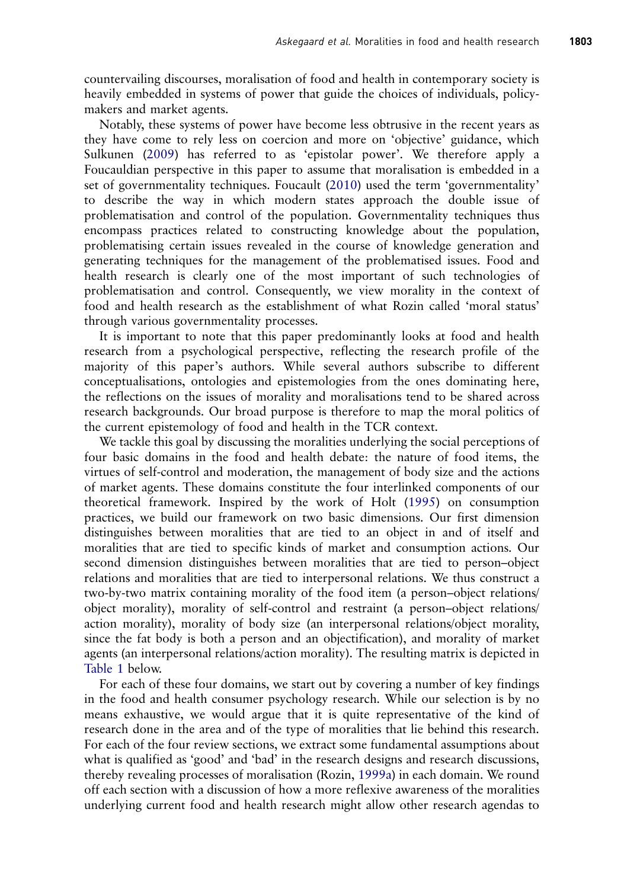countervailing discourses, moralisation of food and health in contemporary society is heavily embedded in systems of power that guide the choices of individuals, policy-makers and market agents.

Notably, these systems of power have become less obtrusive in the recent years as they have come to rely less on coercion and more on 'objective' guidance, which Sulkunen (2009) has referred to as 'epistolar power'. We therefore apply a Foucauldian perspective in this paper to assume that moralisation is embedded in a set of governmentality techniques. Foucault (2010) used the term 'governmentality' to describe the way in which modern states approach the double issue of problematisation and control of the population. Governmentality techniques thus encompass practices related to constructing knowledge about the population, problematising certain issues revealed in the course of knowledge generation and generating techniques for the management of the problematised issues. Food and health research is clearly one of the most important of such technologies of problematisation and control. Consequently, we view morality in the context of food and health research as the establishment of what Rozin called 'moral status' through various governmentality processes.

It is important to note that this paper predominantly looks at food and health research from a psychological perspective, reflecting the research profile of the majority of this paper's authors. While several authors subscribe to different conceptualisations, ontologies and epistemologies from the ones dominating here, the reflections on the issues of morality and moralisations tend to be shared across research backgrounds. Our broad purpose is therefore to map the moral politics of the current epistemology of food and health in the TCR context.

We tackle this goal by discussing the moralities underlying the social perceptions of four basic domains in the food and health debate: the nature of food items, the virtues of self-control and moderation, the management of body size and the actions of market agents. These domains constitute the four interlinked components of our theoretical framework. Inspired by the work of Holt (1995) on consumption practices, we build our framework on two basic dimensions. Our first dimension distinguishes between moralities that are tied to an object in and of itself and moralities that are tied to specific kinds of market and consumption actions. Our second dimension distinguishes between moralities that are tied to person–object relations and moralities that are tied to interpersonal relations. We thus construct a two-by-two matrix containing morality of the food item (a person–object relations/object morality), morality of self-control and restraint (a person–object relations/action morality), morality of body size (an interpersonal relations/object morality, since the fat body is both a person and an objectification), and morality of market agents (an interpersonal relations/action morality). The resulting matrix is depicted in Table 1 below.

For each of these four domains, we start out by covering a number of key findings in the food and health consumer psychology research. While our selection is by no means exhaustive, we would argue that it is quite representative of the kind of research done in the area and of the type of moralities that lie behind this research. For each of the four review sections, we extract some fundamental assumptions about what is qualified as 'good' and 'bad' in the research designs and research discussions, thereby revealing processes of moralisation (Rozin, 1999a) in each domain. We round off each section with a discussion of how a more reflexive awareness of the moralities underlying current food and health research might allow other research agendas to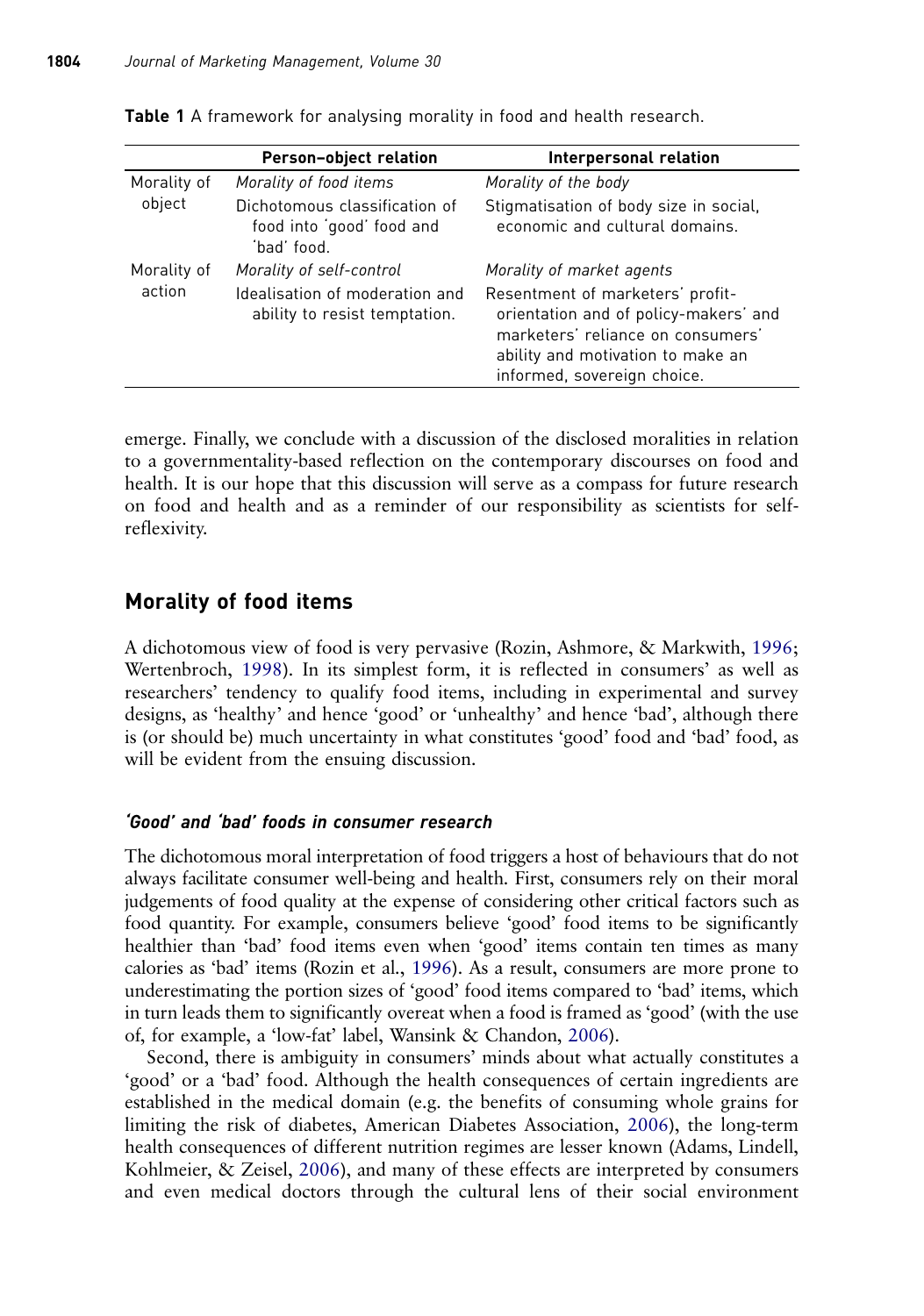**Table 1** A framework for analysing morality in food and health research.

| | Person–object relation | Interpersonal relation |
|---|---|---|
| Morality of object | *Morality of food items* Dichotomous classification of food into 'good' food and 'bad' food. | *Morality of the body* Stigmatisation of body size in social, economic and cultural domains. |
| Morality of action | *Morality of self-control* Idealisation of moderation and ability to resist temptation. | *Morality of market agents* Resentment of marketers' profit-orientation and of policy-makers' and marketers' reliance on consumers' ability and motivation to make an informed, sovereign choice. |

emerge. Finally, we conclude with a discussion of the disclosed moralities in relation to a governmentality-based reflection on the contemporary discourses on food and health. It is our hope that this discussion will serve as a compass for future research on food and health and as a reminder of our responsibility as scientists for self-reflexivity.

## Morality of food items

A dichotomous view of food is very pervasive (Rozin, Ashmore, & Markwith, 1996; Wertenbroch, 1998). In its simplest form, it is reflected in consumers' as well as researchers' tendency to qualify food items, including in experimental and survey designs, as 'healthy' and hence 'good' or 'unhealthy' and hence 'bad', although there is (or should be) much uncertainty in what constitutes 'good' food and 'bad' food, as will be evident from the ensuing discussion.

### *'Good' and 'bad' foods in consumer research*

The dichotomous moral interpretation of food triggers a host of behaviours that do not always facilitate consumer well-being and health. First, consumers rely on their moral judgements of food quality at the expense of considering other critical factors such as food quantity. For example, consumers believe 'good' food items to be significantly healthier than 'bad' food items even when 'good' items contain ten times as many calories as 'bad' items (Rozin et al., 1996). As a result, consumers are more prone to underestimating the portion sizes of 'good' food items compared to 'bad' items, which in turn leads them to significantly overeat when a food is framed as 'good' (with the use of, for example, a 'low-fat' label, Wansink & Chandon, 2006).

Second, there is ambiguity in consumers' minds about what actually constitutes a 'good' or a 'bad' food. Although the health consequences of certain ingredients are established in the medical domain (e.g. the benefits of consuming whole grains for limiting the risk of diabetes, American Diabetes Association, 2006), the long-term health consequences of different nutrition regimes are lesser known (Adams, Lindell, Kohlmeier, & Zeisel, 2006), and many of these effects are interpreted by consumers and even medical doctors through the cultural lens of their social environment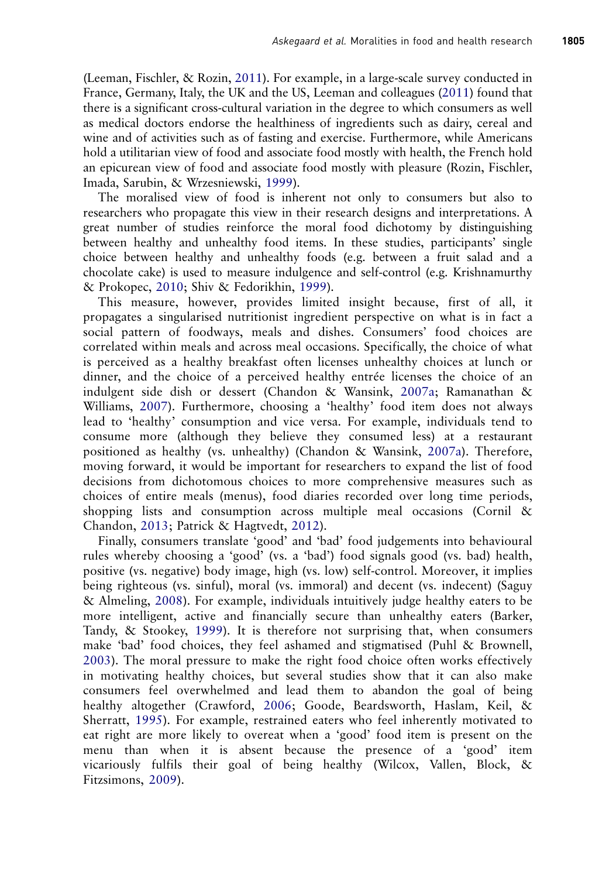(Leeman, Fischler, & Rozin, 2011). For example, in a large-scale survey conducted in France, Germany, Italy, the UK and the US, Leeman and colleagues (2011) found that there is a significant cross-cultural variation in the degree to which consumers as well as medical doctors endorse the healthiness of ingredients such as dairy, cereal and wine and of activities such as of fasting and exercise. Furthermore, while Americans hold a utilitarian view of food and associate food mostly with health, the French hold an epicurean view of food and associate food mostly with pleasure (Rozin, Fischler, Imada, Sarubin, & Wrzesniewski, 1999).

The moralised view of food is inherent not only to consumers but also to researchers who propagate this view in their research designs and interpretations. A great number of studies reinforce the moral food dichotomy by distinguishing between healthy and unhealthy food items. In these studies, participants' single choice between healthy and unhealthy foods (e.g. between a fruit salad and a chocolate cake) is used to measure indulgence and self-control (e.g. Krishnamurthy & Prokopec, 2010; Shiv & Fedorikhin, 1999).

This measure, however, provides limited insight because, first of all, it propagates a singularised nutritionist ingredient perspective on what is in fact a social pattern of foodways, meals and dishes. Consumers' food choices are correlated within meals and across meal occasions. Specifically, the choice of what is perceived as a healthy breakfast often licenses unhealthy choices at lunch or dinner, and the choice of a perceived healthy entrée licenses the choice of an indulgent side dish or dessert (Chandon & Wansink, 2007a; Ramanathan & Williams, 2007). Furthermore, choosing a 'healthy' food item does not always lead to 'healthy' consumption and vice versa. For example, individuals tend to consume more (although they believe they consumed less) at a restaurant positioned as healthy (vs. unhealthy) (Chandon & Wansink, 2007a). Therefore, moving forward, it would be important for researchers to expand the list of food decisions from dichotomous choices to more comprehensive measures such as choices of entire meals (menus), food diaries recorded over long time periods, shopping lists and consumption across multiple meal occasions (Cornil & Chandon, 2013; Patrick & Hagtvedt, 2012).

Finally, consumers translate 'good' and 'bad' food judgements into behavioural rules whereby choosing a 'good' (vs. a 'bad') food signals good (vs. bad) health, positive (vs. negative) body image, high (vs. low) self-control. Moreover, it implies being righteous (vs. sinful), moral (vs. immoral) and decent (vs. indecent) (Saguy & Almeling, 2008). For example, individuals intuitively judge healthy eaters to be more intelligent, active and financially secure than unhealthy eaters (Barker, Tandy, & Stookey, 1999). It is therefore not surprising that, when consumers make 'bad' food choices, they feel ashamed and stigmatised (Puhl & Brownell, 2003). The moral pressure to make the right food choice often works effectively in motivating healthy choices, but several studies show that it can also make consumers feel overwhelmed and lead them to abandon the goal of being healthy altogether (Crawford, 2006; Goode, Beardsworth, Haslam, Keil, & Sherratt, 1995). For example, restrained eaters who feel inherently motivated to eat right are more likely to overeat when a 'good' food item is present on the menu than when it is absent because the presence of a 'good' item vicariously fulfils their goal of being healthy (Wilcox, Vallen, Block, & Fitzsimons, 2009).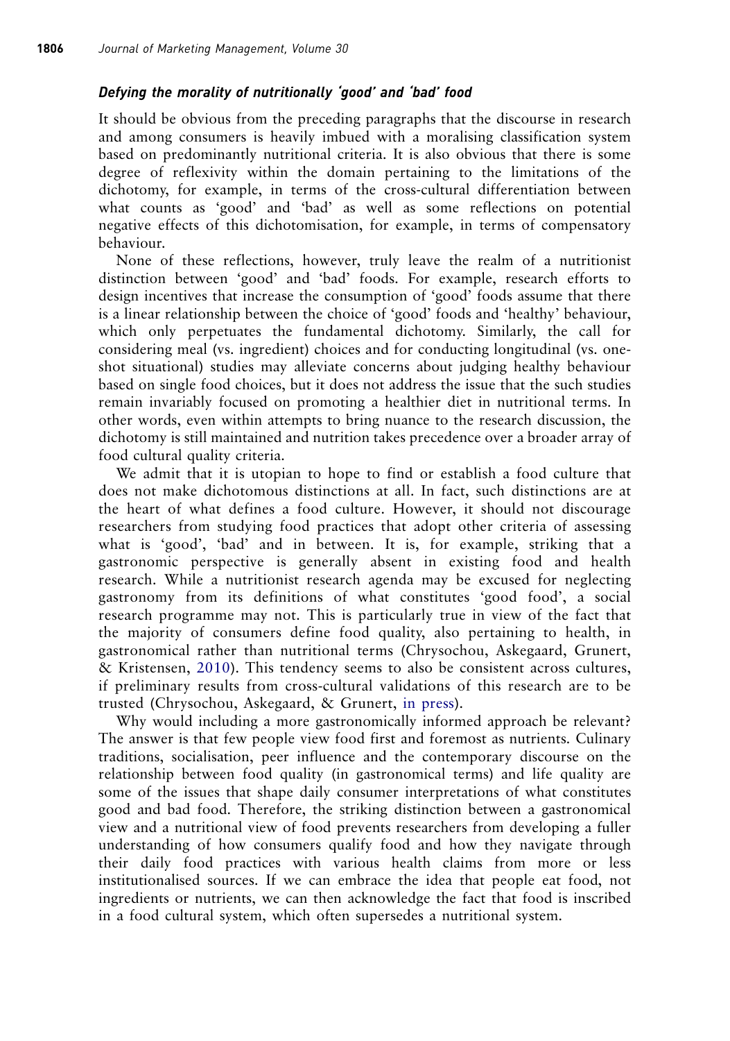### *Defying the morality of nutritionally 'good' and 'bad' food*

It should be obvious from the preceding paragraphs that the discourse in research and among consumers is heavily imbued with a moralising classification system based on predominantly nutritional criteria. It is also obvious that there is some degree of reflexivity within the domain pertaining to the limitations of the dichotomy, for example, in terms of the cross-cultural differentiation between what counts as 'good' and 'bad' as well as some reflections on potential negative effects of this dichotomisation, for example, in terms of compensatory behaviour.

None of these reflections, however, truly leave the realm of a nutritionist distinction between 'good' and 'bad' foods. For example, research efforts to design incentives that increase the consumption of 'good' foods assume that there is a linear relationship between the choice of 'good' foods and 'healthy' behaviour, which only perpetuates the fundamental dichotomy. Similarly, the call for considering meal (vs. ingredient) choices and for conducting longitudinal (vs. one-shot situational) studies may alleviate concerns about judging healthy behaviour based on single food choices, but it does not address the issue that the such studies remain invariably focused on promoting a healthier diet in nutritional terms. In other words, even within attempts to bring nuance to the research discussion, the dichotomy is still maintained and nutrition takes precedence over a broader array of food cultural quality criteria.

We admit that it is utopian to hope to find or establish a food culture that does not make dichotomous distinctions at all. In fact, such distinctions are at the heart of what defines a food culture. However, it should not discourage researchers from studying food practices that adopt other criteria of assessing what is 'good', 'bad' and in between. It is, for example, striking that a gastronomic perspective is generally absent in existing food and health research. While a nutritionist research agenda may be excused for neglecting gastronomy from its definitions of what constitutes 'good food', a social research programme may not. This is particularly true in view of the fact that the majority of consumers define food quality, also pertaining to health, in gastronomical rather than nutritional terms (Chrysochou, Askegaard, Grunert, & Kristensen, 2010). This tendency seems to also be consistent across cultures, if preliminary results from cross-cultural validations of this research are to be trusted (Chrysochou, Askegaard, & Grunert, in press).

Why would including a more gastronomically informed approach be relevant? The answer is that few people view food first and foremost as nutrients. Culinary traditions, socialisation, peer influence and the contemporary discourse on the relationship between food quality (in gastronomical terms) and life quality are some of the issues that shape daily consumer interpretations of what constitutes good and bad food. Therefore, the striking distinction between a gastronomical view and a nutritional view of food prevents researchers from developing a fuller understanding of how consumers qualify food and how they navigate through their daily food practices with various health claims from more or less institutionalised sources. If we can embrace the idea that people eat food, not ingredients or nutrients, we can then acknowledge the fact that food is inscribed in a food cultural system, which often supersedes a nutritional system.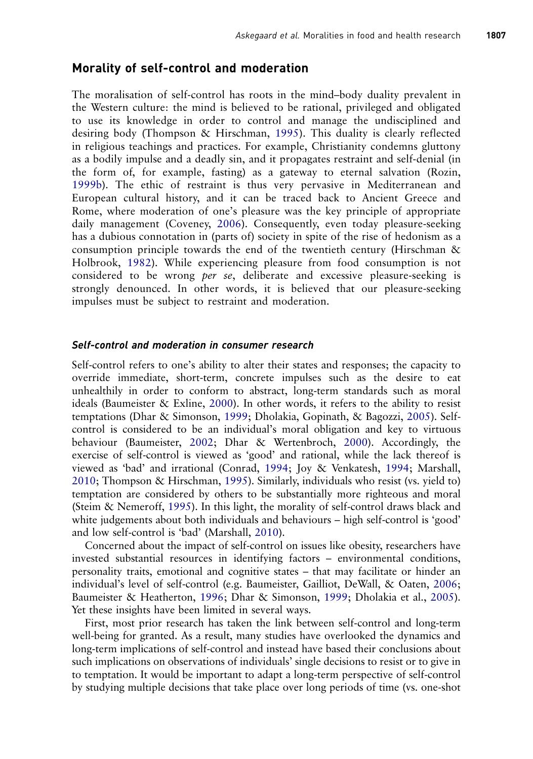## Morality of self-control and moderation

The moralisation of self-control has roots in the mind–body duality prevalent in the Western culture: the mind is believed to be rational, privileged and obligated to use its knowledge in order to control and manage the undisciplined and desiring body (Thompson & Hirschman, 1995). This duality is clearly reflected in religious teachings and practices. For example, Christianity condemns gluttony as a bodily impulse and a deadly sin, and it propagates restraint and self-denial (in the form of, for example, fasting) as a gateway to eternal salvation (Rozin, 1999b). The ethic of restraint is thus very pervasive in Mediterranean and European cultural history, and it can be traced back to Ancient Greece and Rome, where moderation of one's pleasure was the key principle of appropriate daily management (Coveney, 2006). Consequently, even today pleasure-seeking has a dubious connotation in (parts of) society in spite of the rise of hedonism as a consumption principle towards the end of the twentieth century (Hirschman & Holbrook, 1982). While experiencing pleasure from food consumption is not considered to be wrong *per se*, deliberate and excessive pleasure-seeking is strongly denounced. In other words, it is believed that our pleasure-seeking impulses must be subject to restraint and moderation.

### *Self-control and moderation in consumer research*

Self-control refers to one's ability to alter their states and responses; the capacity to override immediate, short-term, concrete impulses such as the desire to eat unhealthily in order to conform to abstract, long-term standards such as moral ideals (Baumeister & Exline, 2000). In other words, it refers to the ability to resist temptations (Dhar & Simonson, 1999; Dholakia, Gopinath, & Bagozzi, 2005). Self-control is considered to be an individual's moral obligation and key to virtuous behaviour (Baumeister, 2002; Dhar & Wertenbroch, 2000). Accordingly, the exercise of self-control is viewed as 'good' and rational, while the lack thereof is viewed as 'bad' and irrational (Conrad, 1994; Joy & Venkatesh, 1994; Marshall, 2010; Thompson & Hirschman, 1995). Similarly, individuals who resist (vs. yield to) temptation are considered by others to be substantially more righteous and moral (Steim & Nemeroff, 1995). In this light, the morality of self-control draws black and white judgements about both individuals and behaviours – high self-control is 'good' and low self-control is 'bad' (Marshall, 2010).

Concerned about the impact of self-control on issues like obesity, researchers have invested substantial resources in identifying factors – environmental conditions, personality traits, emotional and cognitive states – that may facilitate or hinder an individual's level of self-control (e.g. Baumeister, Gailliot, DeWall, & Oaten, 2006; Baumeister & Heatherton, 1996; Dhar & Simonson, 1999; Dholakia et al., 2005). Yet these insights have been limited in several ways.

First, most prior research has taken the link between self-control and long-term well-being for granted. As a result, many studies have overlooked the dynamics and long-term implications of self-control and instead have based their conclusions about such implications on observations of individuals' single decisions to resist or to give in to temptation. It would be important to adapt a long-term perspective of self-control by studying multiple decisions that take place over long periods of time (vs. one-shot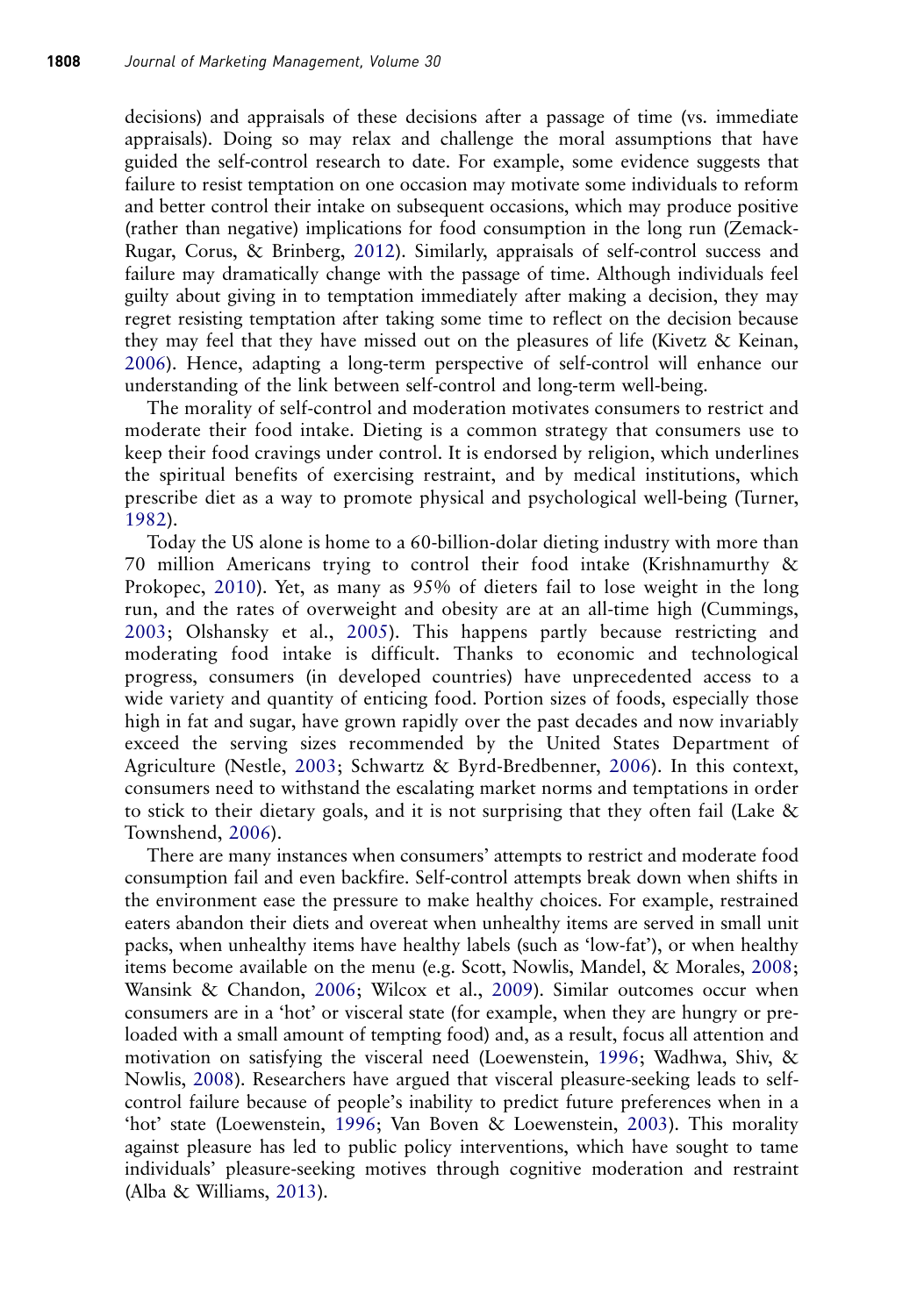decisions) and appraisals of these decisions after a passage of time (vs. immediate appraisals). Doing so may relax and challenge the moral assumptions that have guided the self-control research to date. For example, some evidence suggests that failure to resist temptation on one occasion may motivate some individuals to reform and better control their intake on subsequent occasions, which may produce positive (rather than negative) implications for food consumption in the long run (Zemack-Rugar, Corus, & Brinberg, 2012). Similarly, appraisals of self-control success and failure may dramatically change with the passage of time. Although individuals feel guilty about giving in to temptation immediately after making a decision, they may regret resisting temptation after taking some time to reflect on the decision because they may feel that they have missed out on the pleasures of life (Kivetz & Keinan, 2006). Hence, adapting a long-term perspective of self-control will enhance our understanding of the link between self-control and long-term well-being.

The morality of self-control and moderation motivates consumers to restrict and moderate their food intake. Dieting is a common strategy that consumers use to keep their food cravings under control. It is endorsed by religion, which underlines the spiritual benefits of exercising restraint, and by medical institutions, which prescribe diet as a way to promote physical and psychological well-being (Turner, 1982).

Today the US alone is home to a 60-billion-dolar dieting industry with more than 70 million Americans trying to control their food intake (Krishnamurthy & Prokopec, 2010). Yet, as many as 95% of dieters fail to lose weight in the long run, and the rates of overweight and obesity are at an all-time high (Cummings, 2003; Olshansky et al., 2005). This happens partly because restricting and moderating food intake is difficult. Thanks to economic and technological progress, consumers (in developed countries) have unprecedented access to a wide variety and quantity of enticing food. Portion sizes of foods, especially those high in fat and sugar, have grown rapidly over the past decades and now invariably exceed the serving sizes recommended by the United States Department of Agriculture (Nestle, 2003; Schwartz & Byrd-Bredbenner, 2006). In this context, consumers need to withstand the escalating market norms and temptations in order to stick to their dietary goals, and it is not surprising that they often fail (Lake & Townshend, 2006).

There are many instances when consumers' attempts to restrict and moderate food consumption fail and even backfire. Self-control attempts break down when shifts in the environment ease the pressure to make healthy choices. For example, restrained eaters abandon their diets and overeat when unhealthy items are served in small unit packs, when unhealthy items have healthy labels (such as 'low-fat'), or when healthy items become available on the menu (e.g. Scott, Nowlis, Mandel, & Morales, 2008; Wansink & Chandon, 2006; Wilcox et al., 2009). Similar outcomes occur when consumers are in a 'hot' or visceral state (for example, when they are hungry or pre-loaded with a small amount of tempting food) and, as a result, focus all attention and motivation on satisfying the visceral need (Loewenstein, 1996; Wadhwa, Shiv, & Nowlis, 2008). Researchers have argued that visceral pleasure-seeking leads to self-control failure because of people's inability to predict future preferences when in a 'hot' state (Loewenstein, 1996; Van Boven & Loewenstein, 2003). This morality against pleasure has led to public policy interventions, which have sought to tame individuals' pleasure-seeking motives through cognitive moderation and restraint (Alba & Williams, 2013).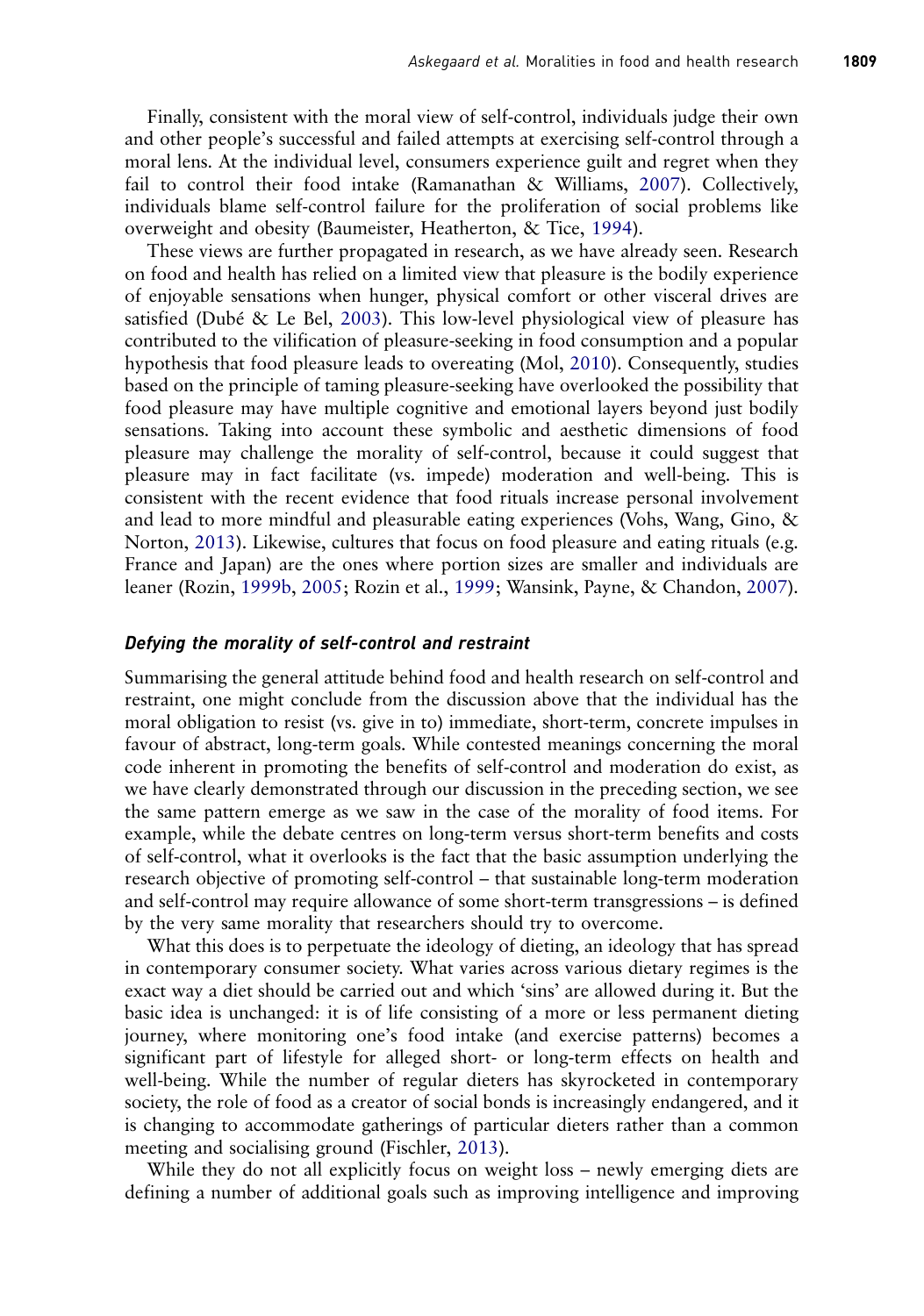Finally, consistent with the moral view of self-control, individuals judge their own and other people's successful and failed attempts at exercising self-control through a moral lens. At the individual level, consumers experience guilt and regret when they fail to control their food intake (Ramanathan & Williams, 2007). Collectively, individuals blame self-control failure for the proliferation of social problems like overweight and obesity (Baumeister, Heatherton, & Tice, 1994).

These views are further propagated in research, as we have already seen. Research on food and health has relied on a limited view that pleasure is the bodily experience of enjoyable sensations when hunger, physical comfort or other visceral drives are satisfied (Dubé & Le Bel, 2003). This low-level physiological view of pleasure has contributed to the vilification of pleasure-seeking in food consumption and a popular hypothesis that food pleasure leads to overeating (Mol, 2010). Consequently, studies based on the principle of taming pleasure-seeking have overlooked the possibility that food pleasure may have multiple cognitive and emotional layers beyond just bodily sensations. Taking into account these symbolic and aesthetic dimensions of food pleasure may challenge the morality of self-control, because it could suggest that pleasure may in fact facilitate (vs. impede) moderation and well-being. This is consistent with the recent evidence that food rituals increase personal involvement and lead to more mindful and pleasurable eating experiences (Vohs, Wang, Gino, & Norton, 2013). Likewise, cultures that focus on food pleasure and eating rituals (e.g. France and Japan) are the ones where portion sizes are smaller and individuals are leaner (Rozin, 1999b, 2005; Rozin et al., 1999; Wansink, Payne, & Chandon, 2007).

#### *Defying the morality of self-control and restraint*

Summarising the general attitude behind food and health research on self-control and restraint, one might conclude from the discussion above that the individual has the moral obligation to resist (vs. give in to) immediate, short-term, concrete impulses in favour of abstract, long-term goals. While contested meanings concerning the moral code inherent in promoting the benefits of self-control and moderation do exist, as we have clearly demonstrated through our discussion in the preceding section, we see the same pattern emerge as we saw in the case of the morality of food items. For example, while the debate centres on long-term versus short-term benefits and costs of self-control, what it overlooks is the fact that the basic assumption underlying the research objective of promoting self-control – that sustainable long-term moderation and self-control may require allowance of some short-term transgressions – is defined by the very same morality that researchers should try to overcome.

What this does is to perpetuate the ideology of dieting, an ideology that has spread in contemporary consumer society. What varies across various dietary regimes is the exact way a diet should be carried out and which 'sins' are allowed during it. But the basic idea is unchanged: it is of life consisting of a more or less permanent dieting journey, where monitoring one's food intake (and exercise patterns) becomes a significant part of lifestyle for alleged short- or long-term effects on health and well-being. While the number of regular dieters has skyrocketed in contemporary society, the role of food as a creator of social bonds is increasingly endangered, and it is changing to accommodate gatherings of particular dieters rather than a common meeting and socialising ground (Fischler, 2013).

While they do not all explicitly focus on weight loss – newly emerging diets are defining a number of additional goals such as improving intelligence and improving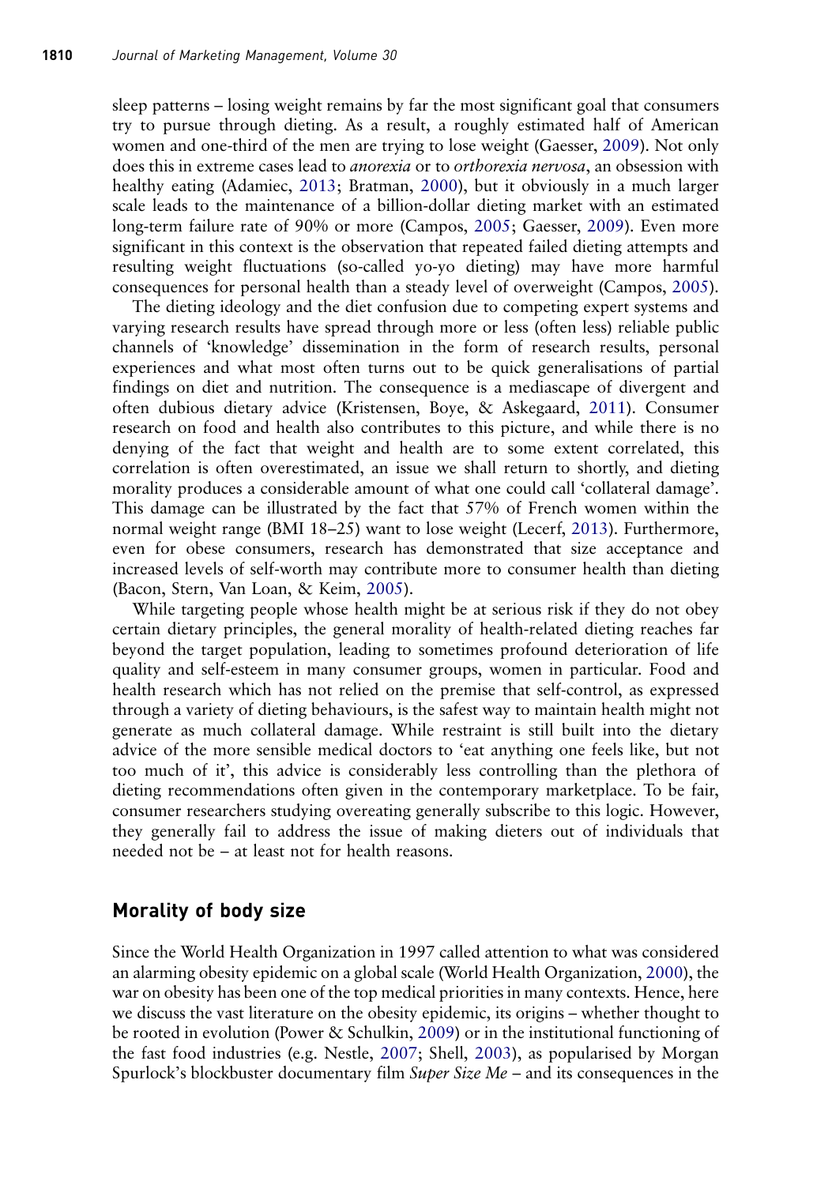sleep patterns – losing weight remains by far the most significant goal that consumers try to pursue through dieting. As a result, a roughly estimated half of American women and one-third of the men are trying to lose weight (Gaesser, 2009). Not only does this in extreme cases lead to *anorexia* or to *orthorexia nervosa*, an obsession with healthy eating (Adamiec, 2013; Bratman, 2000), but it obviously in a much larger scale leads to the maintenance of a billion-dollar dieting market with an estimated long-term failure rate of 90% or more (Campos, 2005; Gaesser, 2009). Even more significant in this context is the observation that repeated failed dieting attempts and resulting weight fluctuations (so-called yo-yo dieting) may have more harmful consequences for personal health than a steady level of overweight (Campos, 2005).

The dieting ideology and the diet confusion due to competing expert systems and varying research results have spread through more or less (often less) reliable public channels of 'knowledge' dissemination in the form of research results, personal experiences and what most often turns out to be quick generalisations of partial findings on diet and nutrition. The consequence is a mediascape of divergent and often dubious dietary advice (Kristensen, Boye, & Askegaard, 2011). Consumer research on food and health also contributes to this picture, and while there is no denying of the fact that weight and health are to some extent correlated, this correlation is often overestimated, an issue we shall return to shortly, and dieting morality produces a considerable amount of what one could call 'collateral damage'. This damage can be illustrated by the fact that 57% of French women within the normal weight range (BMI 18–25) want to lose weight (Lecerf, 2013). Furthermore, even for obese consumers, research has demonstrated that size acceptance and increased levels of self-worth may contribute more to consumer health than dieting (Bacon, Stern, Van Loan, & Keim, 2005).

While targeting people whose health might be at serious risk if they do not obey certain dietary principles, the general morality of health-related dieting reaches far beyond the target population, leading to sometimes profound deterioration of life quality and self-esteem in many consumer groups, women in particular. Food and health research which has not relied on the premise that self-control, as expressed through a variety of dieting behaviours, is the safest way to maintain health might not generate as much collateral damage. While restraint is still built into the dietary advice of the more sensible medical doctors to 'eat anything one feels like, but not too much of it', this advice is considerably less controlling than the plethora of dieting recommendations often given in the contemporary marketplace. To be fair, consumer researchers studying overeating generally subscribe to this logic. However, they generally fail to address the issue of making dieters out of individuals that needed not be – at least not for health reasons.

## Morality of body size

Since the World Health Organization in 1997 called attention to what was considered an alarming obesity epidemic on a global scale (World Health Organization, 2000), the war on obesity has been one of the top medical priorities in many contexts. Hence, here we discuss the vast literature on the obesity epidemic, its origins – whether thought to be rooted in evolution (Power & Schulkin, 2009) or in the institutional functioning of the fast food industries (e.g. Nestle, 2007; Shell, 2003), as popularised by Morgan Spurlock's blockbuster documentary film *Super Size Me* – and its consequences in the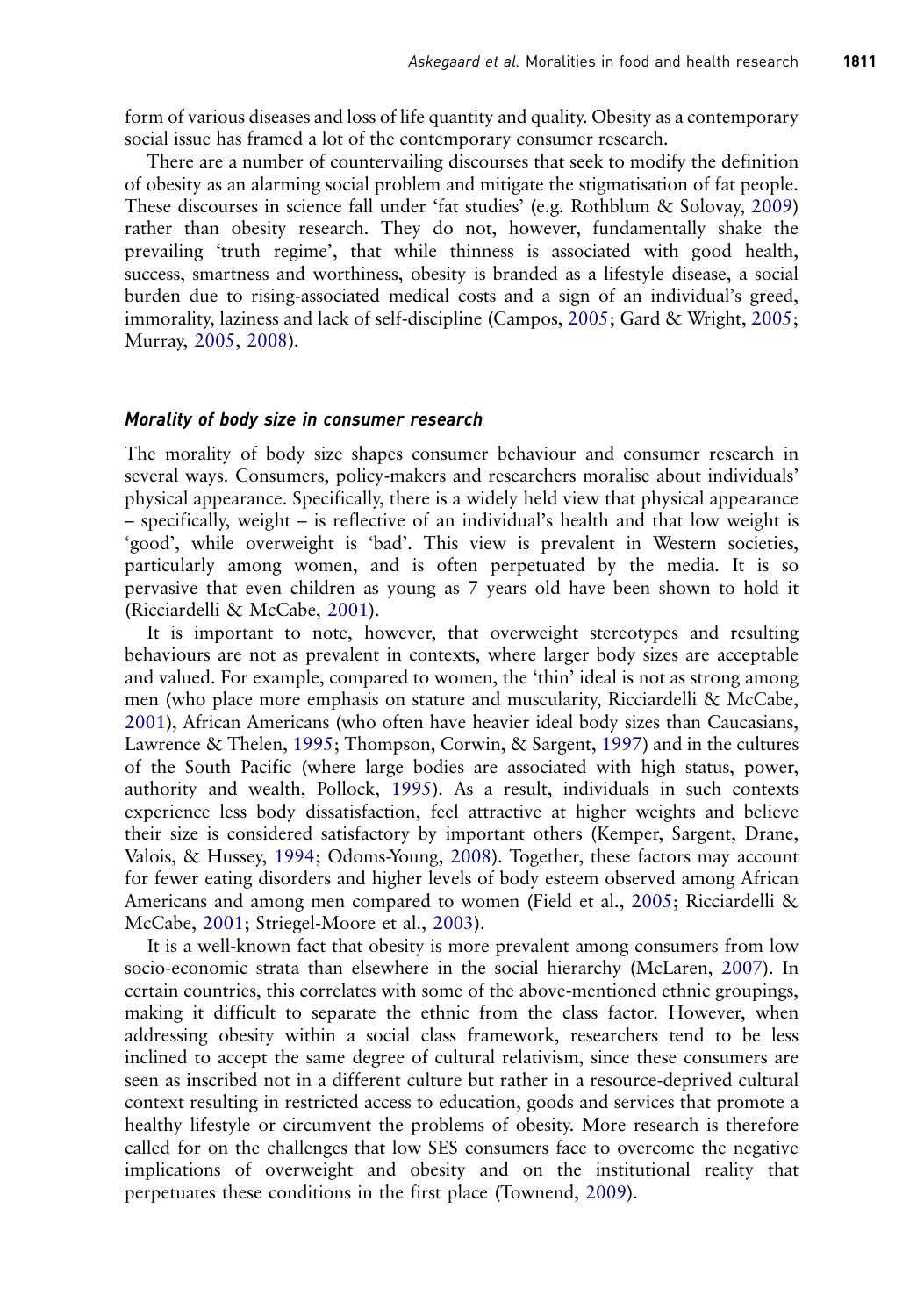form of various diseases and loss of life quantity and quality. Obesity as a contemporary social issue has framed a lot of the contemporary consumer research.

There are a number of countervailing discourses that seek to modify the definition of obesity as an alarming social problem and mitigate the stigmatisation of fat people. These discourses in science fall under 'fat studies' (e.g. Rothblum & Solovay, 2009) rather than obesity research. They do not, however, fundamentally shake the prevailing 'truth regime', that while thinness is associated with good health, success, smartness and worthiness, obesity is branded as a lifestyle disease, a social burden due to rising-associated medical costs and a sign of an individual's greed, immorality, laziness and lack of self-discipline (Campos, 2005; Gard & Wright, 2005; Murray, 2005, 2008).

### *Morality of body size in consumer research*

The morality of body size shapes consumer behaviour and consumer research in several ways. Consumers, policy-makers and researchers moralise about individuals' physical appearance. Specifically, there is a widely held view that physical appearance – specifically, weight – is reflective of an individual's health and that low weight is 'good', while overweight is 'bad'. This view is prevalent in Western societies, particularly among women, and is often perpetuated by the media. It is so pervasive that even children as young as 7 years old have been shown to hold it (Ricciardelli & McCabe, 2001).

It is important to note, however, that overweight stereotypes and resulting behaviours are not as prevalent in contexts, where larger body sizes are acceptable and valued. For example, compared to women, the 'thin' ideal is not as strong among men (who place more emphasis on stature and muscularity, Ricciardelli & McCabe, 2001), African Americans (who often have heavier ideal body sizes than Caucasians, Lawrence & Thelen, 1995; Thompson, Corwin, & Sargent, 1997) and in the cultures of the South Pacific (where large bodies are associated with high status, power, authority and wealth, Pollock, 1995). As a result, individuals in such contexts experience less body dissatisfaction, feel attractive at higher weights and believe their size is considered satisfactory by important others (Kemper, Sargent, Drane, Valois, & Hussey, 1994; Odoms-Young, 2008). Together, these factors may account for fewer eating disorders and higher levels of body esteem observed among African Americans and among men compared to women (Field et al., 2005; Ricciardelli & McCabe, 2001; Striegel-Moore et al., 2003).

It is a well-known fact that obesity is more prevalent among consumers from low socio-economic strata than elsewhere in the social hierarchy (McLaren, 2007). In certain countries, this correlates with some of the above-mentioned ethnic groupings, making it difficult to separate the ethnic from the class factor. However, when addressing obesity within a social class framework, researchers tend to be less inclined to accept the same degree of cultural relativism, since these consumers are seen as inscribed not in a different culture but rather in a resource-deprived cultural context resulting in restricted access to education, goods and services that promote a healthy lifestyle or circumvent the problems of obesity. More research is therefore called for on the challenges that low SES consumers face to overcome the negative implications of overweight and obesity and on the institutional reality that perpetuates these conditions in the first place (Townend, 2009).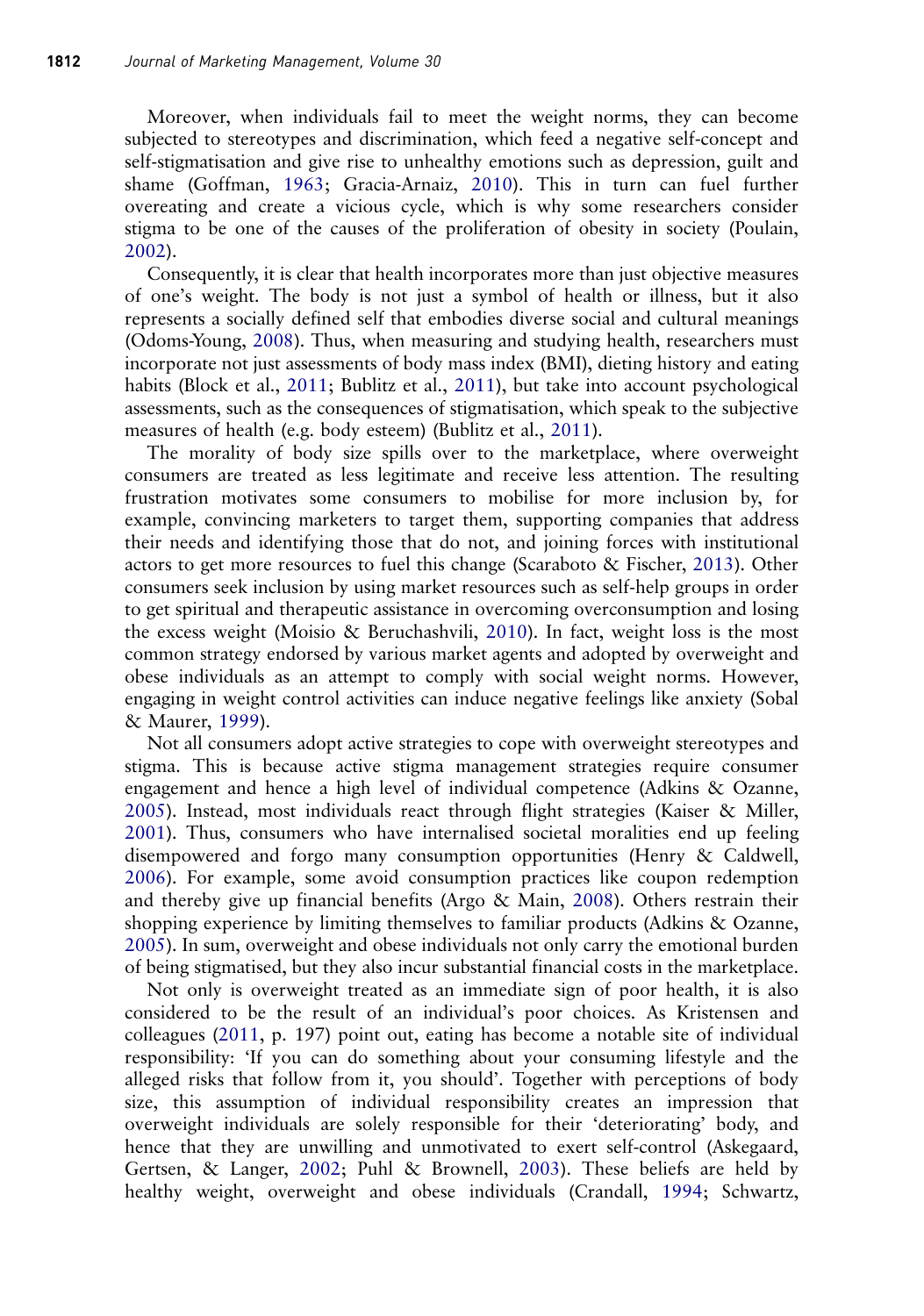Moreover, when individuals fail to meet the weight norms, they can become subjected to stereotypes and discrimination, which feed a negative self-concept and self-stigmatisation and give rise to unhealthy emotions such as depression, guilt and shame (Goffman, 1963; Gracia-Arnaiz, 2010). This in turn can fuel further overeating and create a vicious cycle, which is why some researchers consider stigma to be one of the causes of the proliferation of obesity in society (Poulain, 2002).

Consequently, it is clear that health incorporates more than just objective measures of one's weight. The body is not just a symbol of health or illness, but it also represents a socially defined self that embodies diverse social and cultural meanings (Odoms-Young, 2008). Thus, when measuring and studying health, researchers must incorporate not just assessments of body mass index (BMI), dieting history and eating habits (Block et al., 2011; Bublitz et al., 2011), but take into account psychological assessments, such as the consequences of stigmatisation, which speak to the subjective measures of health (e.g. body esteem) (Bublitz et al., 2011).

The morality of body size spills over to the marketplace, where overweight consumers are treated as less legitimate and receive less attention. The resulting frustration motivates some consumers to mobilise for more inclusion by, for example, convincing marketers to target them, supporting companies that address their needs and identifying those that do not, and joining forces with institutional actors to get more resources to fuel this change (Scaraboto & Fischer, 2013). Other consumers seek inclusion by using market resources such as self-help groups in order to get spiritual and therapeutic assistance in overcoming overconsumption and losing the excess weight (Moisio & Beruchashvili, 2010). In fact, weight loss is the most common strategy endorsed by various market agents and adopted by overweight and obese individuals as an attempt to comply with social weight norms. However, engaging in weight control activities can induce negative feelings like anxiety (Sobal & Maurer, 1999).

Not all consumers adopt active strategies to cope with overweight stereotypes and stigma. This is because active stigma management strategies require consumer engagement and hence a high level of individual competence (Adkins & Ozanne, 2005). Instead, most individuals react through flight strategies (Kaiser & Miller, 2001). Thus, consumers who have internalised societal moralities end up feeling disempowered and forgo many consumption opportunities (Henry & Caldwell, 2006). For example, some avoid consumption practices like coupon redemption and thereby give up financial benefits (Argo & Main, 2008). Others restrain their shopping experience by limiting themselves to familiar products (Adkins & Ozanne, 2005). In sum, overweight and obese individuals not only carry the emotional burden of being stigmatised, but they also incur substantial financial costs in the marketplace.

Not only is overweight treated as an immediate sign of poor health, it is also considered to be the result of an individual's poor choices. As Kristensen and colleagues (2011, p. 197) point out, eating has become a notable site of individual responsibility: 'If you can do something about your consuming lifestyle and the alleged risks that follow from it, you should'. Together with perceptions of body size, this assumption of individual responsibility creates an impression that overweight individuals are solely responsible for their 'deteriorating' body, and hence that they are unwilling and unmotivated to exert self-control (Askegaard, Gertsen, & Langer, 2002; Puhl & Brownell, 2003). These beliefs are held by healthy weight, overweight and obese individuals (Crandall, 1994; Schwartz,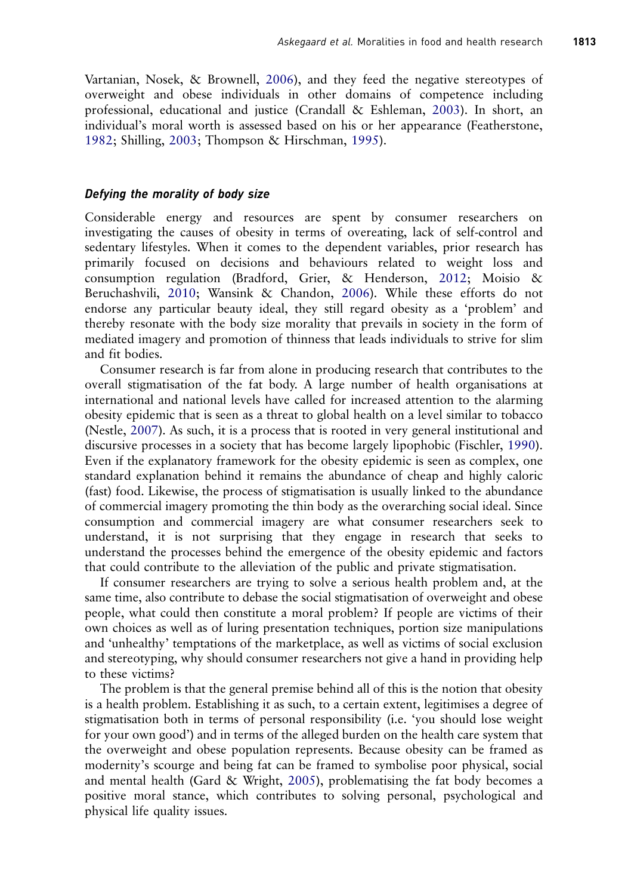Vartanian, Nosek, & Brownell, 2006), and they feed the negative stereotypes of overweight and obese individuals in other domains of competence including professional, educational and justice (Crandall & Eshleman, 2003). In short, an individual's moral worth is assessed based on his or her appearance (Featherstone, 1982; Shilling, 2003; Thompson & Hirschman, 1995).

### *Defying the morality of body size*

Considerable energy and resources are spent by consumer researchers on investigating the causes of obesity in terms of overeating, lack of self-control and sedentary lifestyles. When it comes to the dependent variables, prior research has primarily focused on decisions and behaviours related to weight loss and consumption regulation (Bradford, Grier, & Henderson, 2012; Moisio & Beruchashvili, 2010; Wansink & Chandon, 2006). While these efforts do not endorse any particular beauty ideal, they still regard obesity as a 'problem' and thereby resonate with the body size morality that prevails in society in the form of mediated imagery and promotion of thinness that leads individuals to strive for slim and fit bodies.

Consumer research is far from alone in producing research that contributes to the overall stigmatisation of the fat body. A large number of health organisations at international and national levels have called for increased attention to the alarming obesity epidemic that is seen as a threat to global health on a level similar to tobacco (Nestle, 2007). As such, it is a process that is rooted in very general institutional and discursive processes in a society that has become largely lipophobic (Fischler, 1990). Even if the explanatory framework for the obesity epidemic is seen as complex, one standard explanation behind it remains the abundance of cheap and highly caloric (fast) food. Likewise, the process of stigmatisation is usually linked to the abundance of commercial imagery promoting the thin body as the overarching social ideal. Since consumption and commercial imagery are what consumer researchers seek to understand, it is not surprising that they engage in research that seeks to understand the processes behind the emergence of the obesity epidemic and factors that could contribute to the alleviation of the public and private stigmatisation.

If consumer researchers are trying to solve a serious health problem and, at the same time, also contribute to debase the social stigmatisation of overweight and obese people, what could then constitute a moral problem? If people are victims of their own choices as well as of luring presentation techniques, portion size manipulations and 'unhealthy' temptations of the marketplace, as well as victims of social exclusion and stereotyping, why should consumer researchers not give a hand in providing help to these victims?

The problem is that the general premise behind all of this is the notion that obesity is a health problem. Establishing it as such, to a certain extent, legitimises a degree of stigmatisation both in terms of personal responsibility (i.e. 'you should lose weight for your own good') and in terms of the alleged burden on the health care system that the overweight and obese population represents. Because obesity can be framed as modernity's scourge and being fat can be framed to symbolise poor physical, social and mental health (Gard & Wright, 2005), problematising the fat body becomes a positive moral stance, which contributes to solving personal, psychological and physical life quality issues.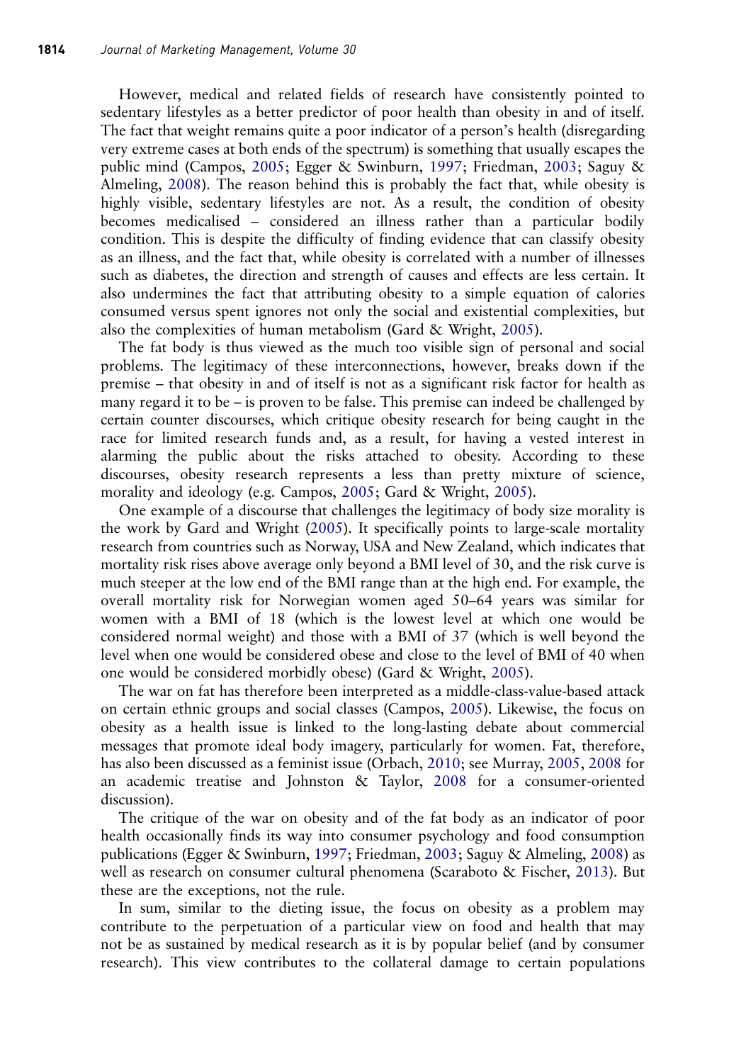However, medical and related fields of research have consistently pointed to sedentary lifestyles as a better predictor of poor health than obesity in and of itself. The fact that weight remains quite a poor indicator of a person's health (disregarding very extreme cases at both ends of the spectrum) is something that usually escapes the public mind (Campos, 2005; Egger & Swinburn, 1997; Friedman, 2003; Saguy & Almeling, 2008). The reason behind this is probably the fact that, while obesity is highly visible, sedentary lifestyles are not. As a result, the condition of obesity becomes medicalised – considered an illness rather than a particular bodily condition. This is despite the difficulty of finding evidence that can classify obesity as an illness, and the fact that, while obesity is correlated with a number of illnesses such as diabetes, the direction and strength of causes and effects are less certain. It also undermines the fact that attributing obesity to a simple equation of calories consumed versus spent ignores not only the social and existential complexities, but also the complexities of human metabolism (Gard & Wright, 2005).

The fat body is thus viewed as the much too visible sign of personal and social problems. The legitimacy of these interconnections, however, breaks down if the premise – that obesity in and of itself is not as a significant risk factor for health as many regard it to be – is proven to be false. This premise can indeed be challenged by certain counter discourses, which critique obesity research for being caught in the race for limited research funds and, as a result, for having a vested interest in alarming the public about the risks attached to obesity. According to these discourses, obesity research represents a less than pretty mixture of science, morality and ideology (e.g. Campos, 2005; Gard & Wright, 2005).

One example of a discourse that challenges the legitimacy of body size morality is the work by Gard and Wright (2005). It specifically points to large-scale mortality research from countries such as Norway, USA and New Zealand, which indicates that mortality risk rises above average only beyond a BMI level of 30, and the risk curve is much steeper at the low end of the BMI range than at the high end. For example, the overall mortality risk for Norwegian women aged 50–64 years was similar for women with a BMI of 18 (which is the lowest level at which one would be considered normal weight) and those with a BMI of 37 (which is well beyond the level when one would be considered obese and close to the level of BMI of 40 when one would be considered morbidly obese) (Gard & Wright, 2005).

The war on fat has therefore been interpreted as a middle-class-value-based attack on certain ethnic groups and social classes (Campos, 2005). Likewise, the focus on obesity as a health issue is linked to the long-lasting debate about commercial messages that promote ideal body imagery, particularly for women. Fat, therefore, has also been discussed as a feminist issue (Orbach, 2010; see Murray, 2005, 2008 for an academic treatise and Johnston & Taylor, 2008 for a consumer-oriented discussion).

The critique of the war on obesity and of the fat body as an indicator of poor health occasionally finds its way into consumer psychology and food consumption publications (Egger & Swinburn, 1997; Friedman, 2003; Saguy & Almeling, 2008) as well as research on consumer cultural phenomena (Scaraboto & Fischer, 2013). But these are the exceptions, not the rule.

In sum, similar to the dieting issue, the focus on obesity as a problem may contribute to the perpetuation of a particular view on food and health that may not be as sustained by medical research as it is by popular belief (and by consumer research). This view contributes to the collateral damage to certain populations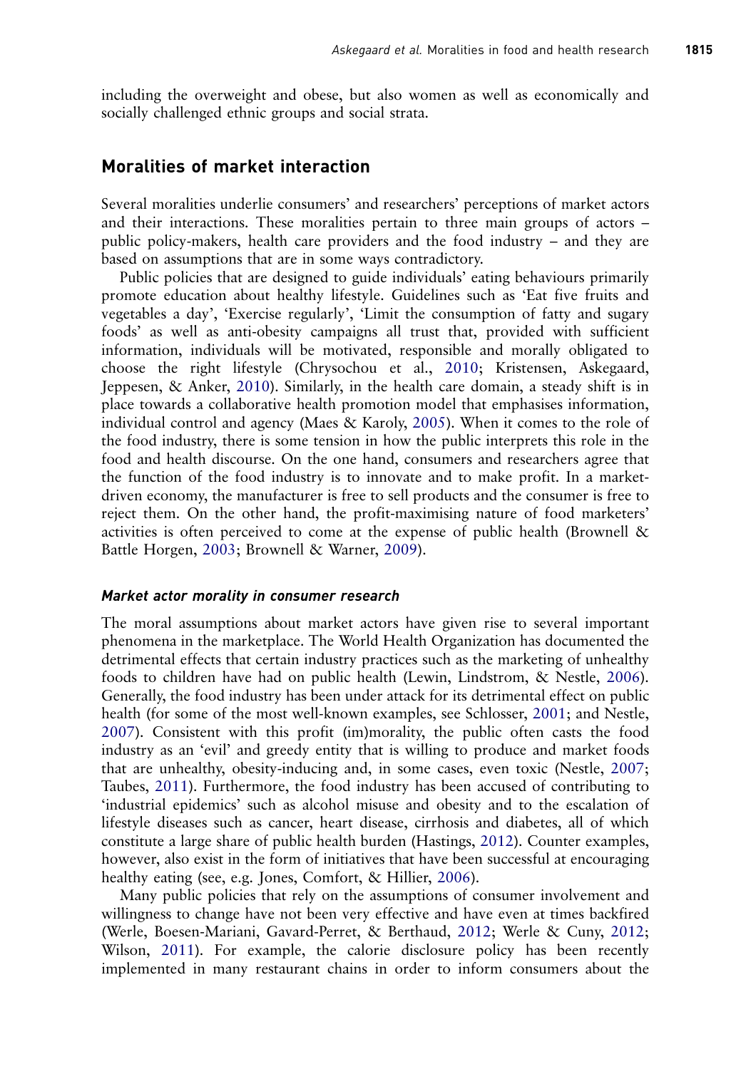including the overweight and obese, but also women as well as economically and socially challenged ethnic groups and social strata.

## Moralities of market interaction

Several moralities underlie consumers' and researchers' perceptions of market actors and their interactions. These moralities pertain to three main groups of actors – public policy-makers, health care providers and the food industry – and they are based on assumptions that are in some ways contradictory.

Public policies that are designed to guide individuals' eating behaviours primarily promote education about healthy lifestyle. Guidelines such as 'Eat five fruits and vegetables a day', 'Exercise regularly', 'Limit the consumption of fatty and sugary foods' as well as anti-obesity campaigns all trust that, provided with sufficient information, individuals will be motivated, responsible and morally obligated to choose the right lifestyle (Chrysochou et al., 2010; Kristensen, Askegaard, Jeppesen, & Anker, 2010). Similarly, in the health care domain, a steady shift is in place towards a collaborative health promotion model that emphasises information, individual control and agency (Maes & Karoly, 2005). When it comes to the role of the food industry, there is some tension in how the public interprets this role in the food and health discourse. On the one hand, consumers and researchers agree that the function of the food industry is to innovate and to make profit. In a market-driven economy, the manufacturer is free to sell products and the consumer is free to reject them. On the other hand, the profit-maximising nature of food marketers' activities is often perceived to come at the expense of public health (Brownell & Battle Horgen, 2003; Brownell & Warner, 2009).

### *Market actor morality in consumer research*

The moral assumptions about market actors have given rise to several important phenomena in the marketplace. The World Health Organization has documented the detrimental effects that certain industry practices such as the marketing of unhealthy foods to children have had on public health (Lewin, Lindstrom, & Nestle, 2006). Generally, the food industry has been under attack for its detrimental effect on public health (for some of the most well-known examples, see Schlosser, 2001; and Nestle, 2007). Consistent with this profit (im)morality, the public often casts the food industry as an 'evil' and greedy entity that is willing to produce and market foods that are unhealthy, obesity-inducing and, in some cases, even toxic (Nestle, 2007; Taubes, 2011). Furthermore, the food industry has been accused of contributing to 'industrial epidemics' such as alcohol misuse and obesity and to the escalation of lifestyle diseases such as cancer, heart disease, cirrhosis and diabetes, all of which constitute a large share of public health burden (Hastings, 2012). Counter examples, however, also exist in the form of initiatives that have been successful at encouraging healthy eating (see, e.g. Jones, Comfort, & Hillier, 2006).

Many public policies that rely on the assumptions of consumer involvement and willingness to change have not been very effective and have even at times backfired (Werle, Boesen-Mariani, Gavard-Perret, & Berthaud, 2012; Werle & Cuny, 2012; Wilson, 2011). For example, the calorie disclosure policy has been recently implemented in many restaurant chains in order to inform consumers about the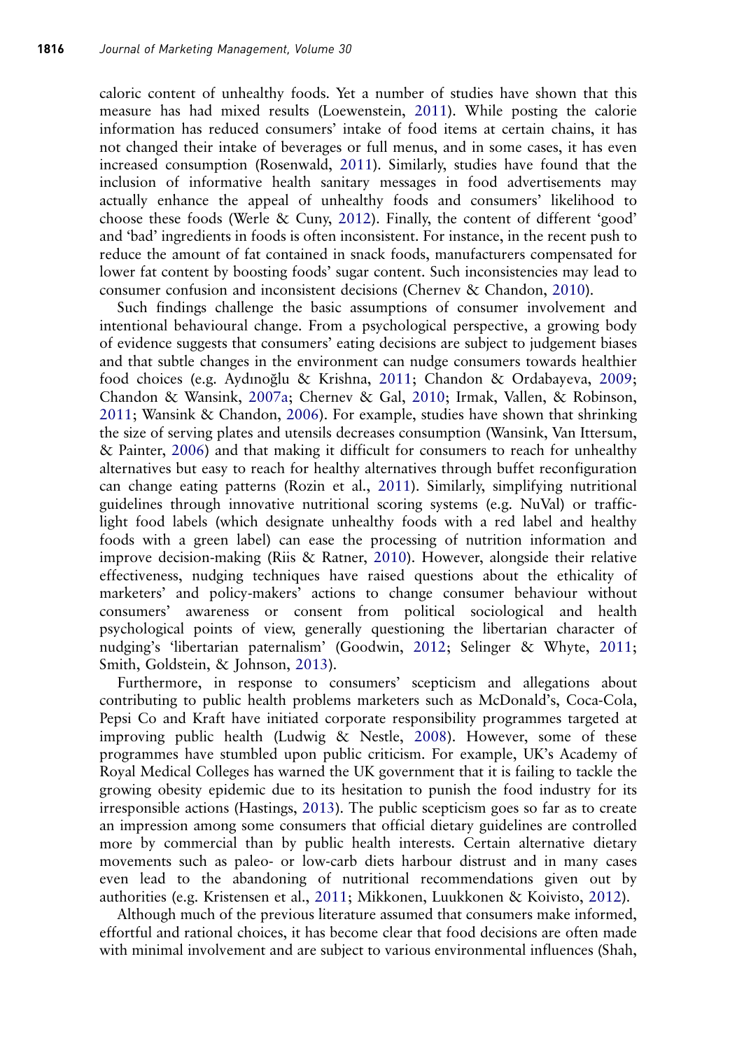caloric content of unhealthy foods. Yet a number of studies have shown that this measure has had mixed results (Loewenstein, 2011). While posting the calorie information has reduced consumers' intake of food items at certain chains, it has not changed their intake of beverages or full menus, and in some cases, it has even increased consumption (Rosenwald, 2011). Similarly, studies have found that the inclusion of informative health sanitary messages in food advertisements may actually enhance the appeal of unhealthy foods and consumers' likelihood to choose these foods (Werle & Cuny, 2012). Finally, the content of different 'good' and 'bad' ingredients in foods is often inconsistent. For instance, in the recent push to reduce the amount of fat contained in snack foods, manufacturers compensated for lower fat content by boosting foods' sugar content. Such inconsistencies may lead to consumer confusion and inconsistent decisions (Chernev & Chandon, 2010).

Such findings challenge the basic assumptions of consumer involvement and intentional behavioural change. From a psychological perspective, a growing body of evidence suggests that consumers' eating decisions are subject to judgement biases and that subtle changes in the environment can nudge consumers towards healthier food choices (e.g. Aydınoğlu & Krishna, 2011; Chandon & Ordabayeva, 2009; Chandon & Wansink, 2007a; Chernev & Gal, 2010; Irmak, Vallen, & Robinson, 2011; Wansink & Chandon, 2006). For example, studies have shown that shrinking the size of serving plates and utensils decreases consumption (Wansink, Van Ittersum, & Painter, 2006) and that making it difficult for consumers to reach for unhealthy alternatives but easy to reach for healthy alternatives through buffet reconfiguration can change eating patterns (Rozin et al., 2011). Similarly, simplifying nutritional guidelines through innovative nutritional scoring systems (e.g. NuVal) or traffic-light food labels (which designate unhealthy foods with a red label and healthy foods with a green label) can ease the processing of nutrition information and improve decision-making (Riis & Ratner, 2010). However, alongside their relative effectiveness, nudging techniques have raised questions about the ethicality of marketers' and policy-makers' actions to change consumer behaviour without consumers' awareness or consent from political sociological and health psychological points of view, generally questioning the libertarian character of nudging's 'libertarian paternalism' (Goodwin, 2012; Selinger & Whyte, 2011; Smith, Goldstein, & Johnson, 2013).

Furthermore, in response to consumers' scepticism and allegations about contributing to public health problems marketers such as McDonald's, Coca-Cola, Pepsi Co and Kraft have initiated corporate responsibility programmes targeted at improving public health (Ludwig & Nestle, 2008). However, some of these programmes have stumbled upon public criticism. For example, UK's Academy of Royal Medical Colleges has warned the UK government that it is failing to tackle the growing obesity epidemic due to its hesitation to punish the food industry for its irresponsible actions (Hastings, 2013). The public scepticism goes so far as to create an impression among some consumers that official dietary guidelines are controlled more by commercial than by public health interests. Certain alternative dietary movements such as paleo- or low-carb diets harbour distrust and in many cases even lead to the abandoning of nutritional recommendations given out by authorities (e.g. Kristensen et al., 2011; Mikkonen, Luukkonen & Koivisto, 2012).

Although much of the previous literature assumed that consumers make informed, effortful and rational choices, it has become clear that food decisions are often made with minimal involvement and are subject to various environmental influences (Shah,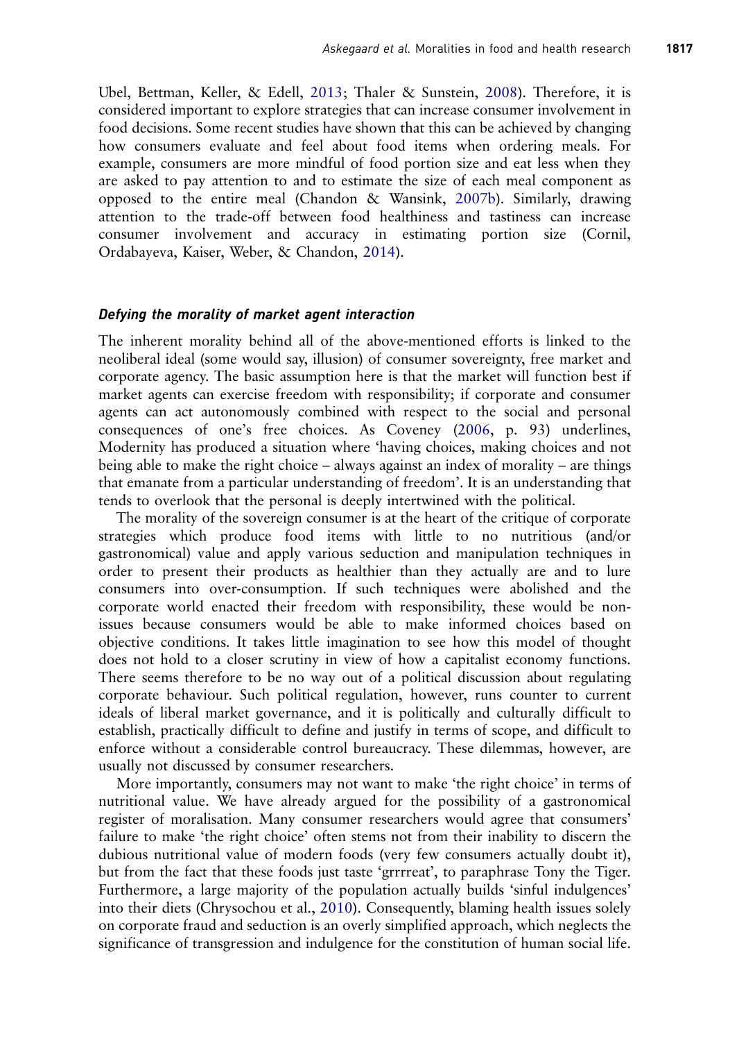Ubel, Bettman, Keller, & Edell, 2013; Thaler & Sunstein, 2008). Therefore, it is considered important to explore strategies that can increase consumer involvement in food decisions. Some recent studies have shown that this can be achieved by changing how consumers evaluate and feel about food items when ordering meals. For example, consumers are more mindful of food portion size and eat less when they are asked to pay attention to and to estimate the size of each meal component as opposed to the entire meal (Chandon & Wansink, 2007b). Similarly, drawing attention to the trade-off between food healthiness and tastiness can increase consumer involvement and accuracy in estimating portion size (Cornil, Ordabayeva, Kaiser, Weber, & Chandon, 2014).

### *Defying the morality of market agent interaction*

The inherent morality behind all of the above-mentioned efforts is linked to the neoliberal ideal (some would say, illusion) of consumer sovereignty, free market and corporate agency. The basic assumption here is that the market will function best if market agents can exercise freedom with responsibility; if corporate and consumer agents can act autonomously combined with respect to the social and personal consequences of one's free choices. As Coveney (2006, p. 93) underlines, Modernity has produced a situation where 'having choices, making choices and not being able to make the right choice – always against an index of morality – are things that emanate from a particular understanding of freedom'. It is an understanding that tends to overlook that the personal is deeply intertwined with the political.

The morality of the sovereign consumer is at the heart of the critique of corporate strategies which produce food items with little to no nutritious (and/or gastronomical) value and apply various seduction and manipulation techniques in order to present their products as healthier than they actually are and to lure consumers into over-consumption. If such techniques were abolished and the corporate world enacted their freedom with responsibility, these would be non-issues because consumers would be able to make informed choices based on objective conditions. It takes little imagination to see how this model of thought does not hold to a closer scrutiny in view of how a capitalist economy functions. There seems therefore to be no way out of a political discussion about regulating corporate behaviour. Such political regulation, however, runs counter to current ideals of liberal market governance, and it is politically and culturally difficult to establish, practically difficult to define and justify in terms of scope, and difficult to enforce without a considerable control bureaucracy. These dilemmas, however, are usually not discussed by consumer researchers.

More importantly, consumers may not want to make 'the right choice' in terms of nutritional value. We have already argued for the possibility of a gastronomical register of moralisation. Many consumer researchers would agree that consumers' failure to make 'the right choice' often stems not from their inability to discern the dubious nutritional value of modern foods (very few consumers actually doubt it), but from the fact that these foods just taste 'grrrreat', to paraphrase Tony the Tiger. Furthermore, a large majority of the population actually builds 'sinful indulgences' into their diets (Chrysochou et al., 2010). Consequently, blaming health issues solely on corporate fraud and seduction is an overly simplified approach, which neglects the significance of transgression and indulgence for the constitution of human social life.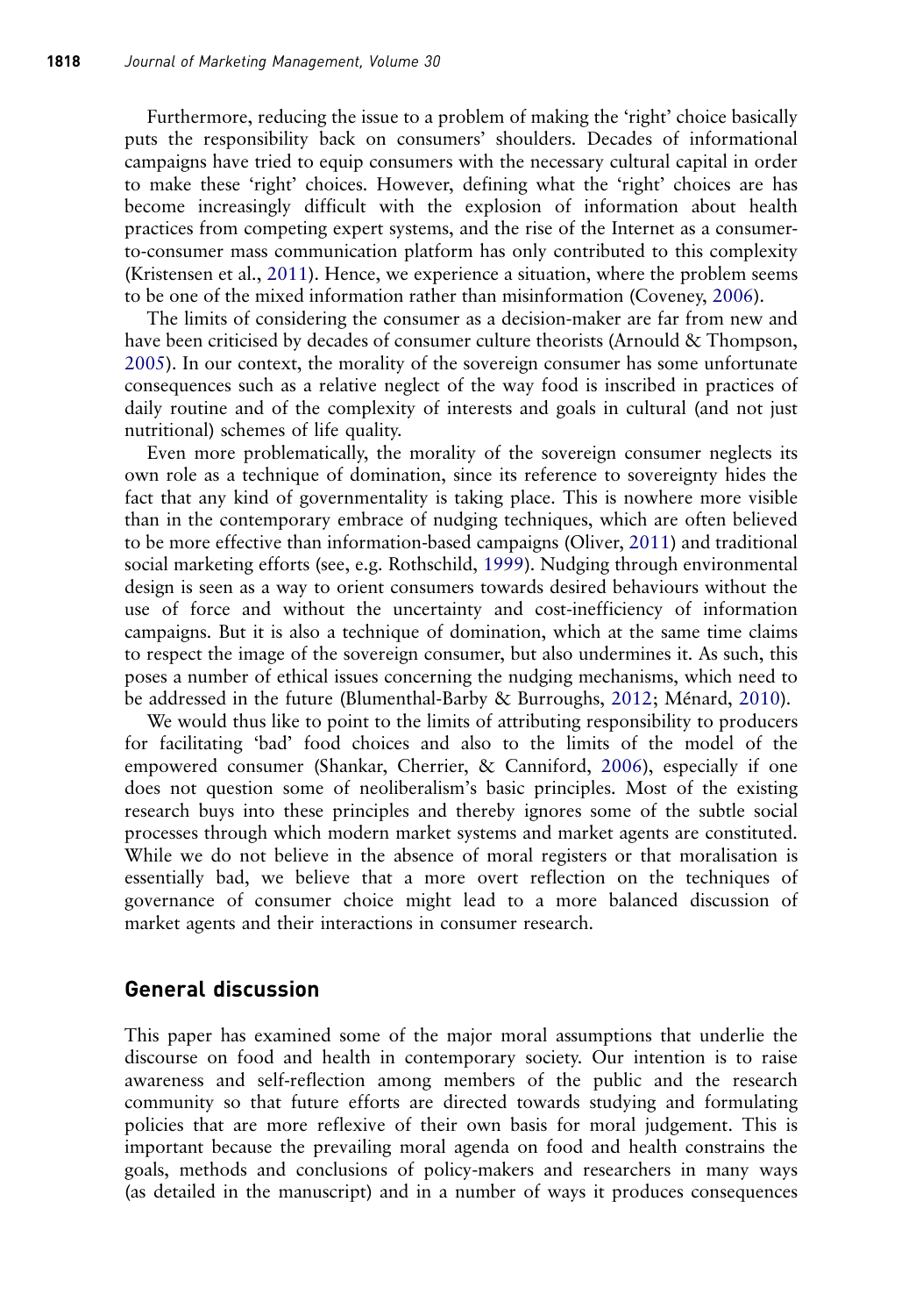Furthermore, reducing the issue to a problem of making the 'right' choice basically puts the responsibility back on consumers' shoulders. Decades of informational campaigns have tried to equip consumers with the necessary cultural capital in order to make these 'right' choices. However, defining what the 'right' choices are has become increasingly difficult with the explosion of information about health practices from competing expert systems, and the rise of the Internet as a consumer-to-consumer mass communication platform has only contributed to this complexity (Kristensen et al., 2011). Hence, we experience a situation, where the problem seems to be one of the mixed information rather than misinformation (Coveney, 2006).

The limits of considering the consumer as a decision-maker are far from new and have been criticised by decades of consumer culture theorists (Arnould & Thompson, 2005). In our context, the morality of the sovereign consumer has some unfortunate consequences such as a relative neglect of the way food is inscribed in practices of daily routine and of the complexity of interests and goals in cultural (and not just nutritional) schemes of life quality.

Even more problematically, the morality of the sovereign consumer neglects its own role as a technique of domination, since its reference to sovereignty hides the fact that any kind of governmentality is taking place. This is nowhere more visible than in the contemporary embrace of nudging techniques, which are often believed to be more effective than information-based campaigns (Oliver, 2011) and traditional social marketing efforts (see, e.g. Rothschild, 1999). Nudging through environmental design is seen as a way to orient consumers towards desired behaviours without the use of force and without the uncertainty and cost-inefficiency of information campaigns. But it is also a technique of domination, which at the same time claims to respect the image of the sovereign consumer, but also undermines it. As such, this poses a number of ethical issues concerning the nudging mechanisms, which need to be addressed in the future (Blumenthal-Barby & Burroughs, 2012; Ménard, 2010).

We would thus like to point to the limits of attributing responsibility to producers for facilitating 'bad' food choices and also to the limits of the model of the empowered consumer (Shankar, Cherrier, & Canniford, 2006), especially if one does not question some of neoliberalism's basic principles. Most of the existing research buys into these principles and thereby ignores some of the subtle social processes through which modern market systems and market agents are constituted. While we do not believe in the absence of moral registers or that moralisation is essentially bad, we believe that a more overt reflection on the techniques of governance of consumer choice might lead to a more balanced discussion of market agents and their interactions in consumer research.

## General discussion

This paper has examined some of the major moral assumptions that underlie the discourse on food and health in contemporary society. Our intention is to raise awareness and self-reflection among members of the public and the research community so that future efforts are directed towards studying and formulating policies that are more reflexive of their own basis for moral judgement. This is important because the prevailing moral agenda on food and health constrains the goals, methods and conclusions of policy-makers and researchers in many ways (as detailed in the manuscript) and in a number of ways it produces consequences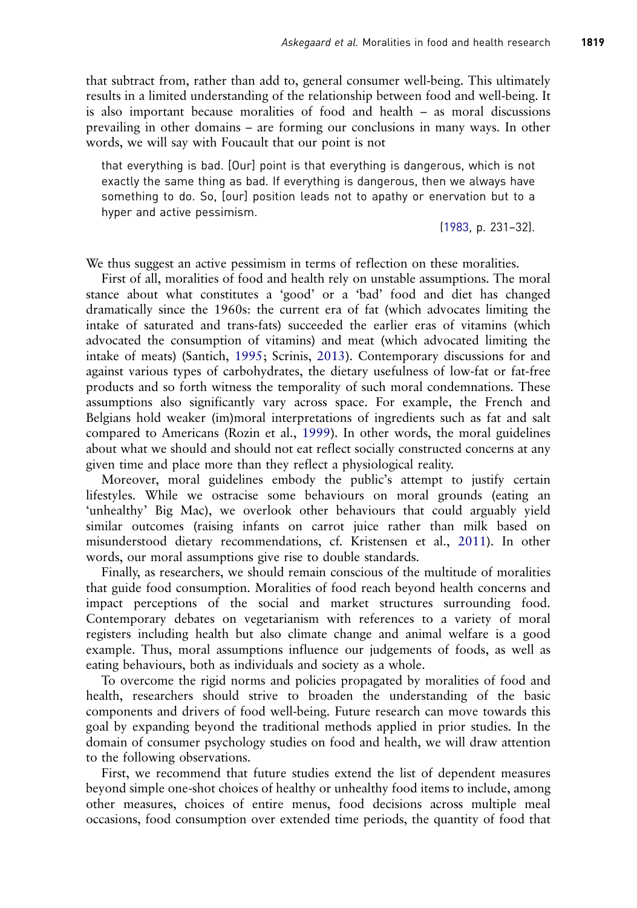that subtract from, rather than add to, general consumer well-being. This ultimately results in a limited understanding of the relationship between food and well-being. It is also important because moralities of food and health – as moral discussions prevailing in other domains – are forming our conclusions in many ways. In other words, we will say with Foucault that our point is not

> that everything is bad. [Our] point is that everything is dangerous, which is not exactly the same thing as bad. If everything is dangerous, then we always have something to do. So, [our] position leads not to apathy or enervation but to a hyper and active pessimism.
>
> (1983, p. 231–32).

We thus suggest an active pessimism in terms of reflection on these moralities.

First of all, moralities of food and health rely on unstable assumptions. The moral stance about what constitutes a 'good' or a 'bad' food and diet has changed dramatically since the 1960s: the current era of fat (which advocates limiting the intake of saturated and trans-fats) succeeded the earlier eras of vitamins (which advocated the consumption of vitamins) and meat (which advocated limiting the intake of meats) (Santich, 1995; Scrinis, 2013). Contemporary discussions for and against various types of carbohydrates, the dietary usefulness of low-fat or fat-free products and so forth witness the temporality of such moral condemnations. These assumptions also significantly vary across space. For example, the French and Belgians hold weaker (im)moral interpretations of ingredients such as fat and salt compared to Americans (Rozin et al., 1999). In other words, the moral guidelines about what we should and should not eat reflect socially constructed concerns at any given time and place more than they reflect a physiological reality.

Moreover, moral guidelines embody the public's attempt to justify certain lifestyles. While we ostracise some behaviours on moral grounds (eating an 'unhealthy' Big Mac), we overlook other behaviours that could arguably yield similar outcomes (raising infants on carrot juice rather than milk based on misunderstood dietary recommendations, cf. Kristensen et al., 2011). In other words, our moral assumptions give rise to double standards.

Finally, as researchers, we should remain conscious of the multitude of moralities that guide food consumption. Moralities of food reach beyond health concerns and impact perceptions of the social and market structures surrounding food. Contemporary debates on vegetarianism with references to a variety of moral registers including health but also climate change and animal welfare is a good example. Thus, moral assumptions influence our judgements of foods, as well as eating behaviours, both as individuals and society as a whole.

To overcome the rigid norms and policies propagated by moralities of food and health, researchers should strive to broaden the understanding of the basic components and drivers of food well-being. Future research can move towards this goal by expanding beyond the traditional methods applied in prior studies. In the domain of consumer psychology studies on food and health, we will draw attention to the following observations.

First, we recommend that future studies extend the list of dependent measures beyond simple one-shot choices of healthy or unhealthy food items to include, among other measures, choices of entire menus, food decisions across multiple meal occasions, food consumption over extended time periods, the quantity of food that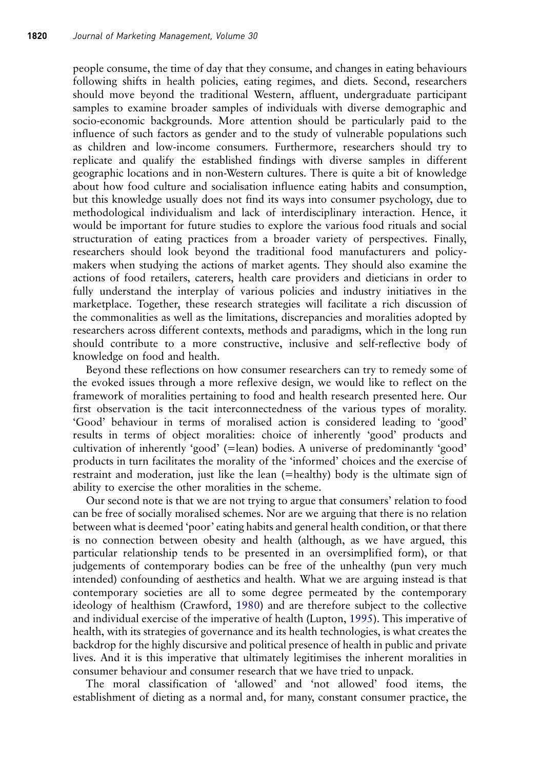people consume, the time of day that they consume, and changes in eating behaviours following shifts in health policies, eating regimes, and diets. Second, researchers should move beyond the traditional Western, affluent, undergraduate participant samples to examine broader samples of individuals with diverse demographic and socio-economic backgrounds. More attention should be particularly paid to the influence of such factors as gender and to the study of vulnerable populations such as children and low-income consumers. Furthermore, researchers should try to replicate and qualify the established findings with diverse samples in different geographic locations and in non-Western cultures. There is quite a bit of knowledge about how food culture and socialisation influence eating habits and consumption, but this knowledge usually does not find its ways into consumer psychology, due to methodological individualism and lack of interdisciplinary interaction. Hence, it would be important for future studies to explore the various food rituals and social structuration of eating practices from a broader variety of perspectives. Finally, researchers should look beyond the traditional food manufacturers and policy-makers when studying the actions of market agents. They should also examine the actions of food retailers, caterers, health care providers and dieticians in order to fully understand the interplay of various policies and industry initiatives in the marketplace. Together, these research strategies will facilitate a rich discussion of the commonalities as well as the limitations, discrepancies and moralities adopted by researchers across different contexts, methods and paradigms, which in the long run should contribute to a more constructive, inclusive and self-reflective body of knowledge on food and health.

Beyond these reflections on how consumer researchers can try to remedy some of the evoked issues through a more reflexive design, we would like to reflect on the framework of moralities pertaining to food and health research presented here. Our first observation is the tacit interconnectedness of the various types of morality. 'Good' behaviour in terms of moralised action is considered leading to 'good' results in terms of object moralities: choice of inherently 'good' products and cultivation of inherently 'good' (=lean) bodies. A universe of predominantly 'good' products in turn facilitates the morality of the 'informed' choices and the exercise of restraint and moderation, just like the lean (=healthy) body is the ultimate sign of ability to exercise the other moralities in the scheme.

Our second note is that we are not trying to argue that consumers' relation to food can be free of socially moralised schemes. Nor are we arguing that there is no relation between what is deemed 'poor' eating habits and general health condition, or that there is no connection between obesity and health (although, as we have argued, this particular relationship tends to be presented in an oversimplified form), or that judgements of contemporary bodies can be free of the unhealthy (pun very much intended) confounding of aesthetics and health. What we are arguing instead is that contemporary societies are all to some degree permeated by the contemporary ideology of healthism (Crawford, 1980) and are therefore subject to the collective and individual exercise of the imperative of health (Lupton, 1995). This imperative of health, with its strategies of governance and its health technologies, is what creates the backdrop for the highly discursive and political presence of health in public and private lives. And it is this imperative that ultimately legitimises the inherent moralities in consumer behaviour and consumer research that we have tried to unpack.

The moral classification of 'allowed' and 'not allowed' food items, the establishment of dieting as a normal and, for many, constant consumer practice, the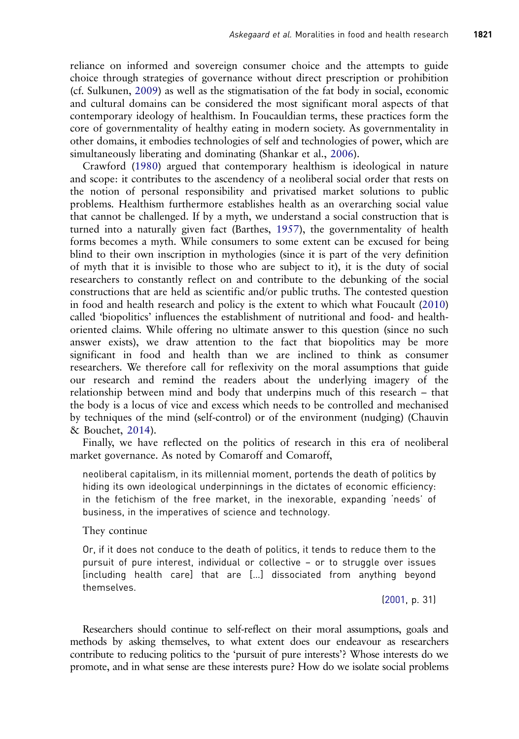reliance on informed and sovereign consumer choice and the attempts to guide choice through strategies of governance without direct prescription or prohibition (cf. Sulkunen, 2009) as well as the stigmatisation of the fat body in social, economic and cultural domains can be considered the most significant moral aspects of that contemporary ideology of healthism. In Foucauldian terms, these practices form the core of governmentality of healthy eating in modern society. As governmentality in other domains, it embodies technologies of self and technologies of power, which are simultaneously liberating and dominating (Shankar et al., 2006).

Crawford (1980) argued that contemporary healthism is ideological in nature and scope: it contributes to the ascendency of a neoliberal social order that rests on the notion of personal responsibility and privatised market solutions to public problems. Healthism furthermore establishes health as an overarching social value that cannot be challenged. If by a myth, we understand a social construction that is turned into a naturally given fact (Barthes, 1957), the governmentality of health forms becomes a myth. While consumers to some extent can be excused for being blind to their own inscription in mythologies (since it is part of the very definition of myth that it is invisible to those who are subject to it), it is the duty of social researchers to constantly reflect on and contribute to the debunking of the social constructions that are held as scientific and/or public truths. The contested question in food and health research and policy is the extent to which what Foucault (2010) called 'biopolitics' influences the establishment of nutritional and food- and health-oriented claims. While offering no ultimate answer to this question (since no such answer exists), we draw attention to the fact that biopolitics may be more significant in food and health than we are inclined to think as consumer researchers. We therefore call for reflexivity on the moral assumptions that guide our research and remind the readers about the underlying imagery of the relationship between mind and body that underpins much of this research – that the body is a locus of vice and excess which needs to be controlled and mechanised by techniques of the mind (self-control) or of the environment (nudging) (Chauvin & Bouchet, 2014).

Finally, we have reflected on the politics of research in this era of neoliberal market governance. As noted by Comaroff and Comaroff,

> neoliberal capitalism, in its millennial moment, portends the death of politics by hiding its own ideological underpinnings in the dictates of economic efficiency: in the fetichism of the free market, in the inexorable, expanding 'needs' of business, in the imperatives of science and technology.

They continue

> Or, if it does not conduce to the death of politics, it tends to reduce them to the pursuit of pure interest, individual or collective – or to struggle over issues [including health care] that are [...] dissociated from anything beyond themselves.
>
> (2001, p. 31)

Researchers should continue to self-reflect on their moral assumptions, goals and methods by asking themselves, to what extent does our endeavour as researchers contribute to reducing politics to the 'pursuit of pure interests'? Whose interests do we promote, and in what sense are these interests pure? How do we isolate social problems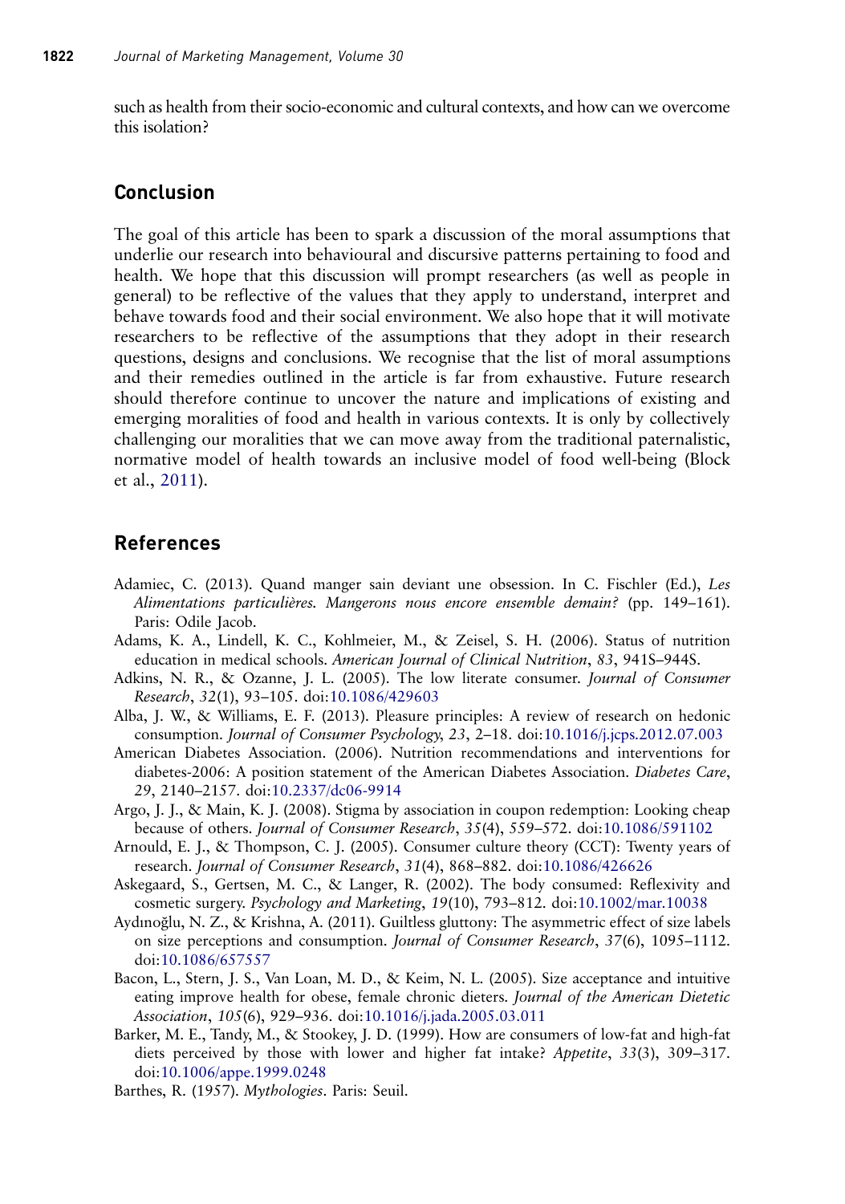such as health from their socio-economic and cultural contexts, and how can we overcome this isolation?

## Conclusion

The goal of this article has been to spark a discussion of the moral assumptions that underlie our research into behavioural and discursive patterns pertaining to food and health. We hope that this discussion will prompt researchers (as well as people in general) to be reflective of the values that they apply to understand, interpret and behave towards food and their social environment. We also hope that it will motivate researchers to be reflective of the assumptions that they adopt in their research questions, designs and conclusions. We recognise that the list of moral assumptions and their remedies outlined in the article is far from exhaustive. Future research should therefore continue to uncover the nature and implications of existing and emerging moralities of food and health in various contexts. It is only by collectively challenging our moralities that we can move away from the traditional paternalistic, normative model of health towards an inclusive model of food well-being (Block et al., 2011).

## References

Adamiec, C. (2013). Quand manger sain deviant une obsession. In C. Fischler (Ed.), *Les Alimentations particulières. Mangerons nous encore ensemble demain?* (pp. 149–161). Paris: Odile Jacob.

Adams, K. A., Lindell, K. C., Kohlmeier, M., & Zeisel, S. H. (2006). Status of nutrition education in medical schools. *American Journal of Clinical Nutrition*, *83*, 941S–944S.

Adkins, N. R., & Ozanne, J. L. (2005). The low literate consumer. *Journal of Consumer Research*, *32*(1), 93–105. doi:10.1086/429603

Alba, J. W., & Williams, E. F. (2013). Pleasure principles: A review of research on hedonic consumption. *Journal of Consumer Psychology*, *23*, 2–18. doi:10.1016/j.jcps.2012.07.003

American Diabetes Association. (2006). Nutrition recommendations and interventions for diabetes-2006: A position statement of the American Diabetes Association. *Diabetes Care*, *29*, 2140–2157. doi:10.2337/dc06-9914

Argo, J. J., & Main, K. J. (2008). Stigma by association in coupon redemption: Looking cheap because of others. *Journal of Consumer Research*, *35*(4), 559–572. doi:10.1086/591102

Arnould, E. J., & Thompson, C. J. (2005). Consumer culture theory (CCT): Twenty years of research. *Journal of Consumer Research*, *31*(4), 868–882. doi:10.1086/426626

Askegaard, S., Gertsen, M. C., & Langer, R. (2002). The body consumed: Reflexivity and cosmetic surgery. *Psychology and Marketing*, *19*(10), 793–812. doi:10.1002/mar.10038

Aydınoğlu, N. Z., & Krishna, A. (2011). Guiltless gluttony: The asymmetric effect of size labels on size perceptions and consumption. *Journal of Consumer Research*, *37*(6), 1095–1112. doi:10.1086/657557

Bacon, L., Stern, J. S., Van Loan, M. D., & Keim, N. L. (2005). Size acceptance and intuitive eating improve health for obese, female chronic dieters. *Journal of the American Dietetic Association*, *105*(6), 929–936. doi:10.1016/j.jada.2005.03.011

Barker, M. E., Tandy, M., & Stookey, J. D. (1999). How are consumers of low-fat and high-fat diets perceived by those with lower and higher fat intake? *Appetite*, *33*(3), 309–317. doi:10.1006/appe.1999.0248

Barthes, R. (1957). *Mythologies*. Paris: Seuil.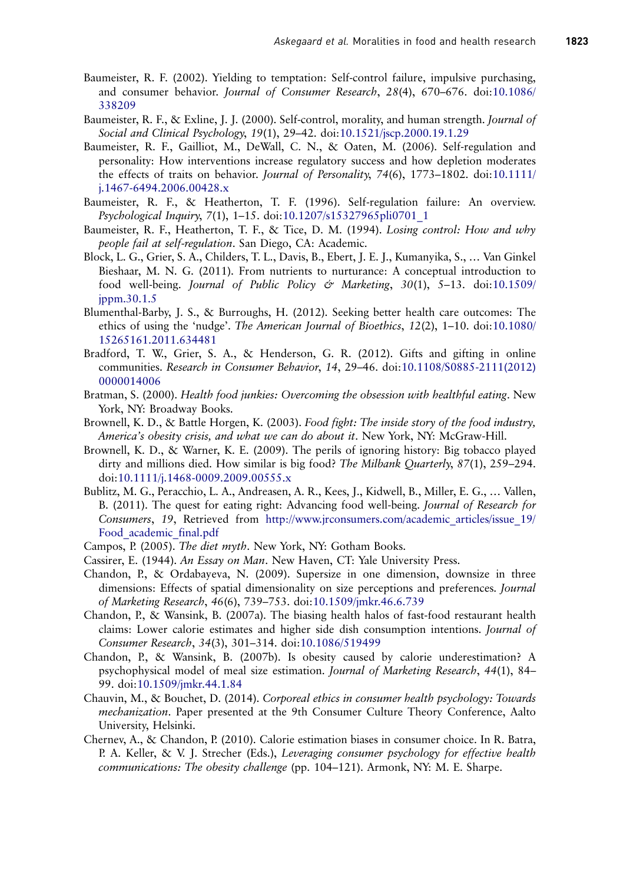Baumeister, R. F. (2002). Yielding to temptation: Self-control failure, impulsive purchasing, and consumer behavior. *Journal of Consumer Research*, *28*(4), 670–676. doi:10.1086/338209

Baumeister, R. F., & Exline, J. J. (2000). Self-control, morality, and human strength. *Journal of Social and Clinical Psychology*, *19*(1), 29–42. doi:10.1521/jscp.2000.19.1.29

Baumeister, R. F., Gailliot, M., DeWall, C. N., & Oaten, M. (2006). Self-regulation and personality: How interventions increase regulatory success and how depletion moderates the effects of traits on behavior. *Journal of Personality*, *74*(6), 1773–1802. doi:10.1111/j.1467-6494.2006.00428.x

Baumeister, R. F., & Heatherton, T. F. (1996). Self-regulation failure: An overview. *Psychological Inquiry*, *7*(1), 1–15. doi:10.1207/s15327965pli0701_1

Baumeister, R. F., Heatherton, T. F., & Tice, D. M. (1994). *Losing control: How and why people fail at self-regulation*. San Diego, CA: Academic.

Block, L. G., Grier, S. A., Childers, T. L., Davis, B., Ebert, J. E. J., Kumanyika, S., … Van Ginkel Bieshaar, M. N. G. (2011). From nutrients to nurturance: A conceptual introduction to food well-being. *Journal of Public Policy & Marketing*, *30*(1), 5–13. doi:10.1509/jppm.30.1.5

Blumenthal-Barby, J. S., & Burroughs, H. (2012). Seeking better health care outcomes: The ethics of using the 'nudge'. *The American Journal of Bioethics*, *12*(2), 1–10. doi:10.1080/15265161.2011.634481

Bradford, T. W., Grier, S. A., & Henderson, G. R. (2012). Gifts and gifting in online communities. *Research in Consumer Behavior*, *14*, 29–46. doi:10.1108/S0885-2111(2012)0000014006

Bratman, S. (2000). *Health food junkies: Overcoming the obsession with healthful eating*. New York, NY: Broadway Books.

Brownell, K. D., & Battle Horgen, K. (2003). *Food fight: The inside story of the food industry, America's obesity crisis, and what we can do about it*. New York, NY: McGraw-Hill.

Brownell, K. D., & Warner, K. E. (2009). The perils of ignoring history: Big tobacco played dirty and millions died. How similar is big food? *The Milbank Quarterly*, *87*(1), 259–294. doi:10.1111/j.1468-0009.2009.00555.x

Bublitz, M. G., Peracchio, L. A., Andreasen, A. R., Kees, J., Kidwell, B., Miller, E. G., … Vallen, B. (2011). The quest for eating right: Advancing food well-being. *Journal of Research for Consumers*, *19*, Retrieved from http://www.jrconsumers.com/academic_articles/issue_19/Food_academic_final.pdf

Campos, P. (2005). *The diet myth*. New York, NY: Gotham Books.

Cassirer, E. (1944). *An Essay on Man*. New Haven, CT: Yale University Press.

Chandon, P., & Ordabayeva, N. (2009). Supersize in one dimension, downsize in three dimensions: Effects of spatial dimensionality on size perceptions and preferences. *Journal of Marketing Research*, *46*(6), 739–753. doi:10.1509/jmkr.46.6.739

Chandon, P., & Wansink, B. (2007a). The biasing health halos of fast-food restaurant health claims: Lower calorie estimates and higher side dish consumption intentions. *Journal of Consumer Research*, *34*(3), 301–314. doi:10.1086/519499

Chandon, P., & Wansink, B. (2007b). Is obesity caused by calorie underestimation? A psychophysical model of meal size estimation. *Journal of Marketing Research*, *44*(1), 84–99. doi:10.1509/jmkr.44.1.84

Chauvin, M., & Bouchet, D. (2014). *Corporeal ethics in consumer health psychology: Towards mechanization*. Paper presented at the 9th Consumer Culture Theory Conference, Aalto University, Helsinki.

Chernev, A., & Chandon, P. (2010). Calorie estimation biases in consumer choice. In R. Batra, P. A. Keller, & V. J. Strecher (Eds.), *Leveraging consumer psychology for effective health communications: The obesity challenge* (pp. 104–121). Armonk, NY: M. E. Sharpe.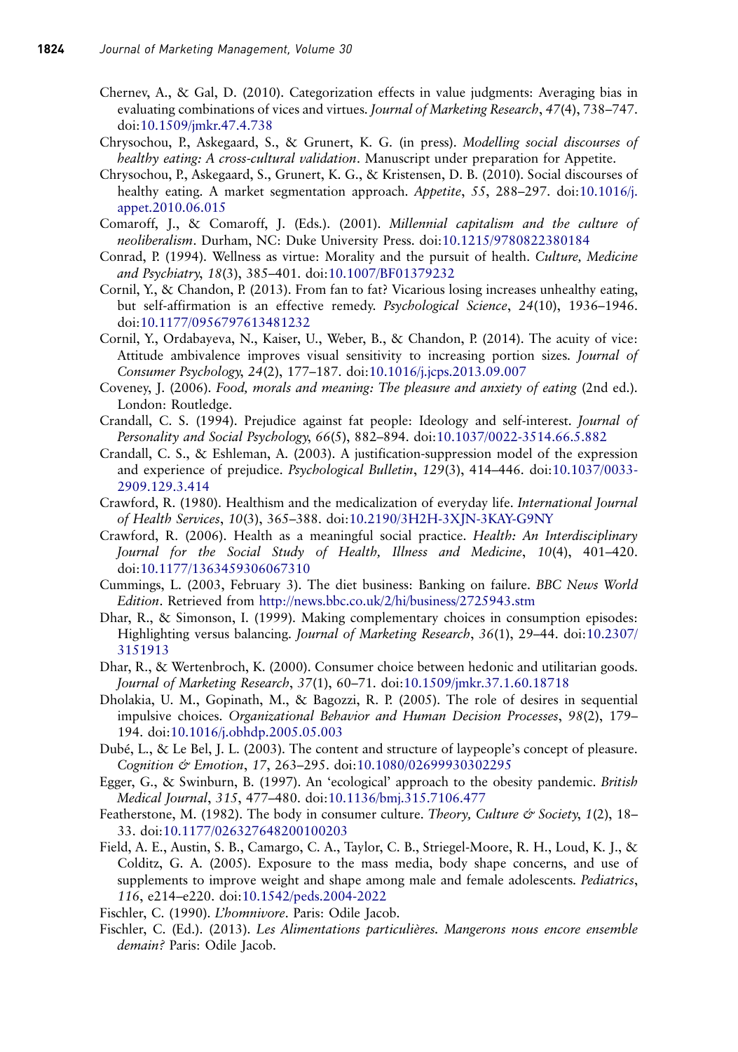Chernev, A., & Gal, D. (2010). Categorization effects in value judgments: Averaging bias in evaluating combinations of vices and virtues. *Journal of Marketing Research*, *47*(4), 738–747. doi:10.1509/jmkr.47.4.738

Chrysochou, P., Askegaard, S., & Grunert, K. G. (in press). *Modelling social discourses of healthy eating: A cross-cultural validation*. Manuscript under preparation for Appetite.

Chrysochou, P., Askegaard, S., Grunert, K. G., & Kristensen, D. B. (2010). Social discourses of healthy eating. A market segmentation approach. *Appetite*, *55*, 288–297. doi:10.1016/j.appet.2010.06.015

Comaroff, J., & Comaroff, J. (Eds.). (2001). *Millennial capitalism and the culture of neoliberalism*. Durham, NC: Duke University Press. doi:10.1215/9780822380184

Conrad, P. (1994). Wellness as virtue: Morality and the pursuit of health. *Culture, Medicine and Psychiatry*, *18*(3), 385–401. doi:10.1007/BF01379232

Cornil, Y., & Chandon, P. (2013). From fan to fat? Vicarious losing increases unhealthy eating, but self-affirmation is an effective remedy. *Psychological Science*, *24*(10), 1936–1946. doi:10.1177/0956797613481232

Cornil, Y., Ordabayeva, N., Kaiser, U., Weber, B., & Chandon, P. (2014). The acuity of vice: Attitude ambivalence improves visual sensitivity to increasing portion sizes. *Journal of Consumer Psychology*, *24*(2), 177–187. doi:10.1016/j.jcps.2013.09.007

Coveney, J. (2006). *Food, morals and meaning: The pleasure and anxiety of eating* (2nd ed.). London: Routledge.

Crandall, C. S. (1994). Prejudice against fat people: Ideology and self-interest. *Journal of Personality and Social Psychology*, *66*(5), 882–894. doi:10.1037/0022-3514.66.5.882

Crandall, C. S., & Eshleman, A. (2003). A justification-suppression model of the expression and experience of prejudice. *Psychological Bulletin*, *129*(3), 414–446. doi:10.1037/0033-2909.129.3.414

Crawford, R. (1980). Healthism and the medicalization of everyday life. *International Journal of Health Services*, *10*(3), 365–388. doi:10.2190/3H2H-3XJN-3KAY-G9NY

Crawford, R. (2006). Health as a meaningful social practice. *Health: An Interdisciplinary Journal for the Social Study of Health, Illness and Medicine*, *10*(4), 401–420. doi:10.1177/1363459306067310

Cummings, L. (2003, February 3). The diet business: Banking on failure. *BBC News World Edition*. Retrieved from http://news.bbc.co.uk/2/hi/business/2725943.stm

Dhar, R., & Simonson, I. (1999). Making complementary choices in consumption episodes: Highlighting versus balancing. *Journal of Marketing Research*, *36*(1), 29–44. doi:10.2307/3151913

Dhar, R., & Wertenbroch, K. (2000). Consumer choice between hedonic and utilitarian goods. *Journal of Marketing Research*, *37*(1), 60–71. doi:10.1509/jmkr.37.1.60.18718

Dholakia, U. M., Gopinath, M., & Bagozzi, R. P. (2005). The role of desires in sequential impulsive choices. *Organizational Behavior and Human Decision Processes*, *98*(2), 179–194. doi:10.1016/j.obhdp.2005.05.003

Dubé, L., & Le Bel, J. L. (2003). The content and structure of laypeople's concept of pleasure. *Cognition & Emotion*, *17*, 263–295. doi:10.1080/02699930302295

Egger, G., & Swinburn, B. (1997). An 'ecological' approach to the obesity pandemic. *British Medical Journal*, *315*, 477–480. doi:10.1136/bmj.315.7106.477

Featherstone, M. (1982). The body in consumer culture. *Theory, Culture & Society*, *1*(2), 18–33. doi:10.1177/026327648200100203

Field, A. E., Austin, S. B., Camargo, C. A., Taylor, C. B., Striegel-Moore, R. H., Loud, K. J., & Colditz, G. A. (2005). Exposure to the mass media, body shape concerns, and use of supplements to improve weight and shape among male and female adolescents. *Pediatrics*, *116*, e214–e220. doi:10.1542/peds.2004-2022

Fischler, C. (1990). *L'homnivore*. Paris: Odile Jacob.

Fischler, C. (Ed.). (2013). *Les Alimentations particulières. Mangerons nous encore ensemble demain?* Paris: Odile Jacob.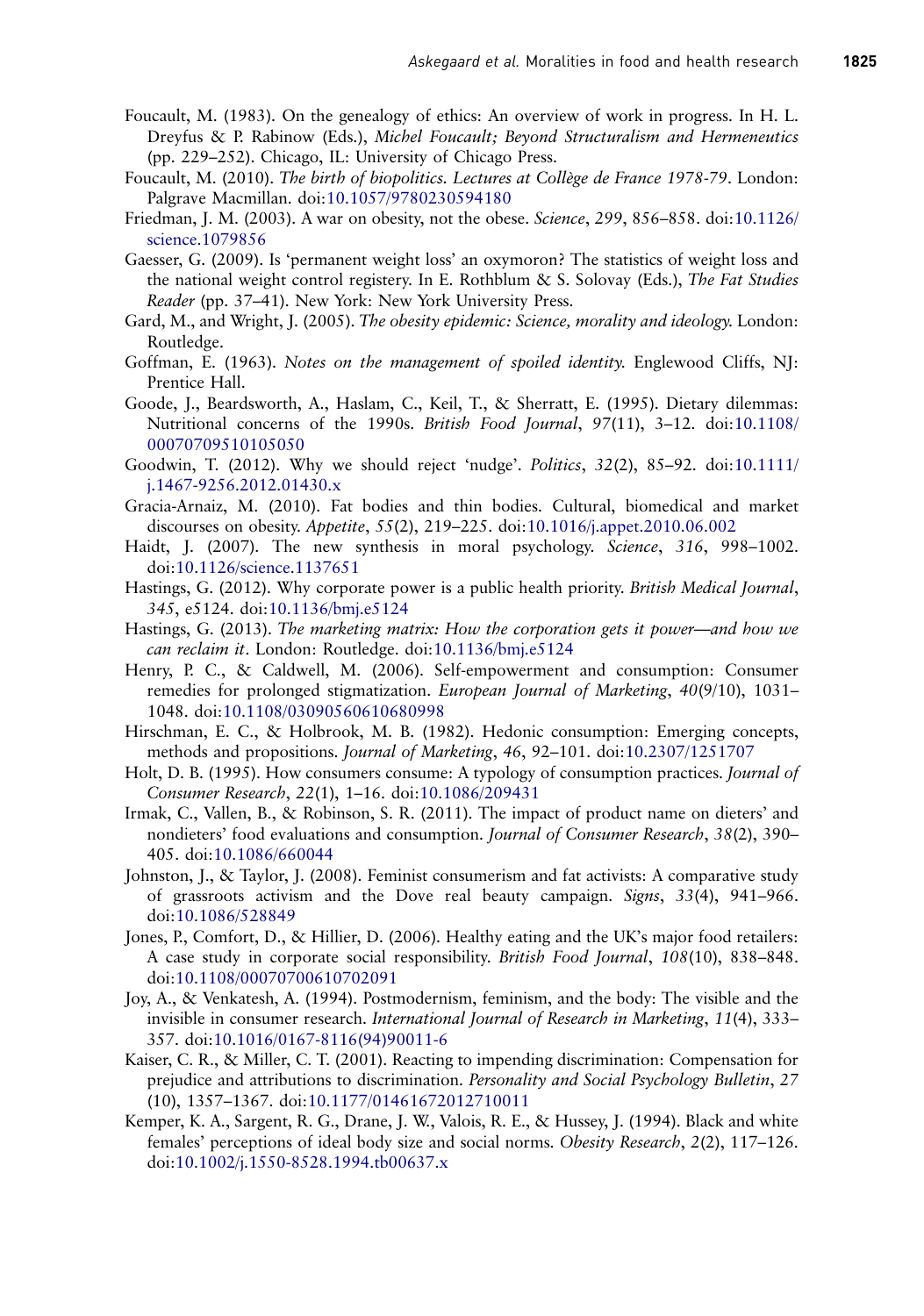Foucault, M. (1983). On the genealogy of ethics: An overview of work in progress. In H. L. Dreyfus & P. Rabinow (Eds.), *Michel Foucault; Beyond Structuralism and Hermeneutics* (pp. 229–252). Chicago, IL: University of Chicago Press.

Foucault, M. (2010). *The birth of biopolitics. Lectures at Collège de France 1978-79*. London: Palgrave Macmillan. doi:10.1057/9780230594180

Friedman, J. M. (2003). A war on obesity, not the obese. *Science*, *299*, 856–858. doi:10.1126/science.1079856

Gaesser, G. (2009). Is 'permanent weight loss' an oxymoron? The statistics of weight loss and the national weight control registery. In E. Rothblum & S. Solovay (Eds.), *The Fat Studies Reader* (pp. 37–41). New York: New York University Press.

Gard, M., and Wright, J. (2005). *The obesity epidemic: Science, morality and ideology.* London: Routledge.

Goffman, E. (1963). *Notes on the management of spoiled identity.* Englewood Cliffs, NJ: Prentice Hall.

Goode, J., Beardsworth, A., Haslam, C., Keil, T., & Sherratt, E. (1995). Dietary dilemmas: Nutritional concerns of the 1990s. *British Food Journal*, *97*(11), 3–12. doi:10.1108/00070709510105050

Goodwin, T. (2012). Why we should reject 'nudge'. *Politics*, *32*(2), 85–92. doi:10.1111/j.1467-9256.2012.01430.x

Gracia-Arnaiz, M. (2010). Fat bodies and thin bodies. Cultural, biomedical and market discourses on obesity. *Appetite*, *55*(2), 219–225. doi:10.1016/j.appet.2010.06.002

Haidt, J. (2007). The new synthesis in moral psychology. *Science*, *316*, 998–1002. doi:10.1126/science.1137651

Hastings, G. (2012). Why corporate power is a public health priority. *British Medical Journal*, *345*, e5124. doi:10.1136/bmj.e5124

Hastings, G. (2013). *The marketing matrix: How the corporation gets it power—and how we can reclaim it*. London: Routledge. doi:10.1136/bmj.e5124

Henry, P. C., & Caldwell, M. (2006). Self-empowerment and consumption: Consumer remedies for prolonged stigmatization. *European Journal of Marketing*, *40*(9/10), 1031–1048. doi:10.1108/03090560610680998

Hirschman, E. C., & Holbrook, M. B. (1982). Hedonic consumption: Emerging concepts, methods and propositions. *Journal of Marketing*, *46*, 92–101. doi:10.2307/1251707

Holt, D. B. (1995). How consumers consume: A typology of consumption practices. *Journal of Consumer Research*, *22*(1), 1–16. doi:10.1086/209431

Irmak, C., Vallen, B., & Robinson, S. R. (2011). The impact of product name on dieters' and nondieters' food evaluations and consumption. *Journal of Consumer Research*, *38*(2), 390–405. doi:10.1086/660044

Johnston, J., & Taylor, J. (2008). Feminist consumerism and fat activists: A comparative study of grassroots activism and the Dove real beauty campaign. *Signs*, *33*(4), 941–966. doi:10.1086/528849

Jones, P., Comfort, D., & Hillier, D. (2006). Healthy eating and the UK's major food retailers: A case study in corporate social responsibility. *British Food Journal*, *108*(10), 838–848. doi:10.1108/00070700610702091

Joy, A., & Venkatesh, A. (1994). Postmodernism, feminism, and the body: The visible and the invisible in consumer research. *International Journal of Research in Marketing*, *11*(4), 333–357. doi:10.1016/0167-8116(94)90011-6

Kaiser, C. R., & Miller, C. T. (2001). Reacting to impending discrimination: Compensation for prejudice and attributions to discrimination. *Personality and Social Psychology Bulletin*, *27* (10), 1357–1367. doi:10.1177/01461672012710011

Kemper, K. A., Sargent, R. G., Drane, J. W., Valois, R. E., & Hussey, J. (1994). Black and white females' perceptions of ideal body size and social norms. *Obesity Research*, *2*(2), 117–126. doi:10.1002/j.1550-8528.1994.tb00637.x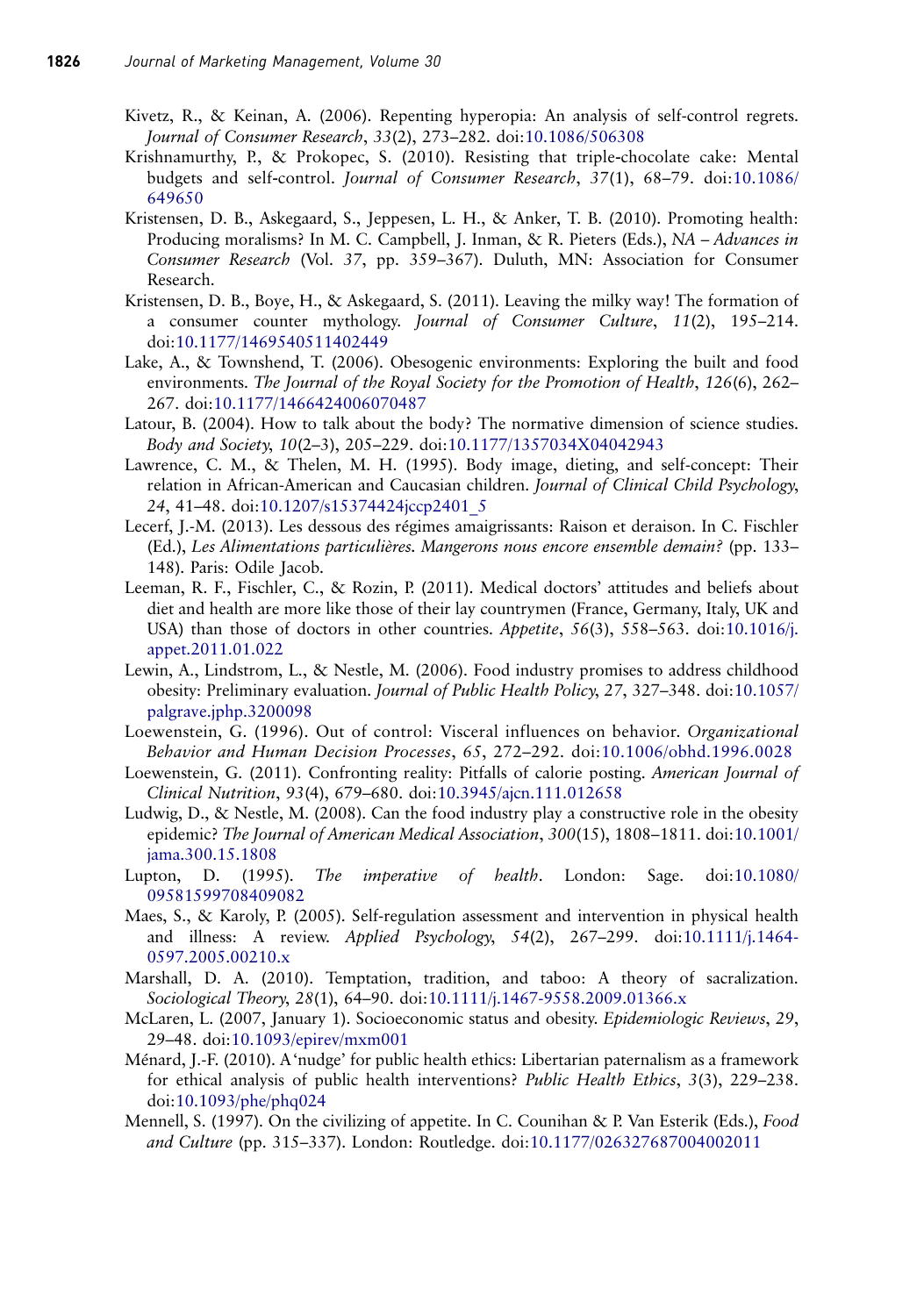Kivetz, R., & Keinan, A. (2006). Repenting hyperopia: An analysis of self-control regrets. *Journal of Consumer Research*, *33*(2), 273–282. doi:10.1086/506308

Krishnamurthy, P., & Prokopec, S. (2010). Resisting that triple-chocolate cake: Mental budgets and self-control. *Journal of Consumer Research*, *37*(1), 68–79. doi:10.1086/649650

Kristensen, D. B., Askegaard, S., Jeppesen, L. H., & Anker, T. B. (2010). Promoting health: Producing moralisms? In M. C. Campbell, J. Inman, & R. Pieters (Eds.), *NA – Advances in Consumer Research* (Vol. *37*, pp. 359–367). Duluth, MN: Association for Consumer Research.

Kristensen, D. B., Boye, H., & Askegaard, S. (2011). Leaving the milky way! The formation of a consumer counter mythology. *Journal of Consumer Culture*, *11*(2), 195–214. doi:10.1177/1469540511402449

Lake, A., & Townshend, T. (2006). Obesogenic environments: Exploring the built and food environments. *The Journal of the Royal Society for the Promotion of Health*, *126*(6), 262–267. doi:10.1177/1466424006070487

Latour, B. (2004). How to talk about the body? The normative dimension of science studies. *Body and Society*, *10*(2–3), 205–229. doi:10.1177/1357034X04042943

Lawrence, C. M., & Thelen, M. H. (1995). Body image, dieting, and self-concept: Their relation in African-American and Caucasian children. *Journal of Clinical Child Psychology*, *24*, 41–48. doi:10.1207/s15374424jccp2401_5

Lecerf, J.-M. (2013). Les dessous des régimes amaigrissants: Raison et deraison. In C. Fischler (Ed.), *Les Alimentations particulières. Mangerons nous encore ensemble demain?* (pp. 133–148). Paris: Odile Jacob.

Leeman, R. F., Fischler, C., & Rozin, P. (2011). Medical doctors' attitudes and beliefs about diet and health are more like those of their lay countrymen (France, Germany, Italy, UK and USA) than those of doctors in other countries. *Appetite*, *56*(3), 558–563. doi:10.1016/j.appet.2011.01.022

Lewin, A., Lindstrom, L., & Nestle, M. (2006). Food industry promises to address childhood obesity: Preliminary evaluation. *Journal of Public Health Policy*, *27*, 327–348. doi:10.1057/palgrave.jphp.3200098

Loewenstein, G. (1996). Out of control: Visceral influences on behavior. *Organizational Behavior and Human Decision Processes*, *65*, 272–292. doi:10.1006/obhd.1996.0028

Loewenstein, G. (2011). Confronting reality: Pitfalls of calorie posting. *American Journal of Clinical Nutrition*, *93*(4), 679–680. doi:10.3945/ajcn.111.012658

Ludwig, D., & Nestle, M. (2008). Can the food industry play a constructive role in the obesity epidemic? *The Journal of American Medical Association*, *300*(15), 1808–1811. doi:10.1001/jama.300.15.1808

Lupton, D. (1995). *The imperative of health*. London: Sage. doi:10.1080/09581599708409082

Maes, S., & Karoly, P. (2005). Self-regulation assessment and intervention in physical health and illness: A review. *Applied Psychology*, *54*(2), 267–299. doi:10.1111/j.1464-0597.2005.00210.x

Marshall, D. A. (2010). Temptation, tradition, and taboo: A theory of sacralization. *Sociological Theory*, *28*(1), 64–90. doi:10.1111/j.1467-9558.2009.01366.x

McLaren, L. (2007, January 1). Socioeconomic status and obesity. *Epidemiologic Reviews*, *29*, 29–48. doi:10.1093/epirev/mxm001

Ménard, J.-F. (2010). A 'nudge' for public health ethics: Libertarian paternalism as a framework for ethical analysis of public health interventions? *Public Health Ethics*, *3*(3), 229–238. doi:10.1093/phe/phq024

Mennell, S. (1997). On the civilizing of appetite. In C. Counihan & P. Van Esterik (Eds.), *Food and Culture* (pp. 315–337). London: Routledge. doi:10.1177/026327687004002011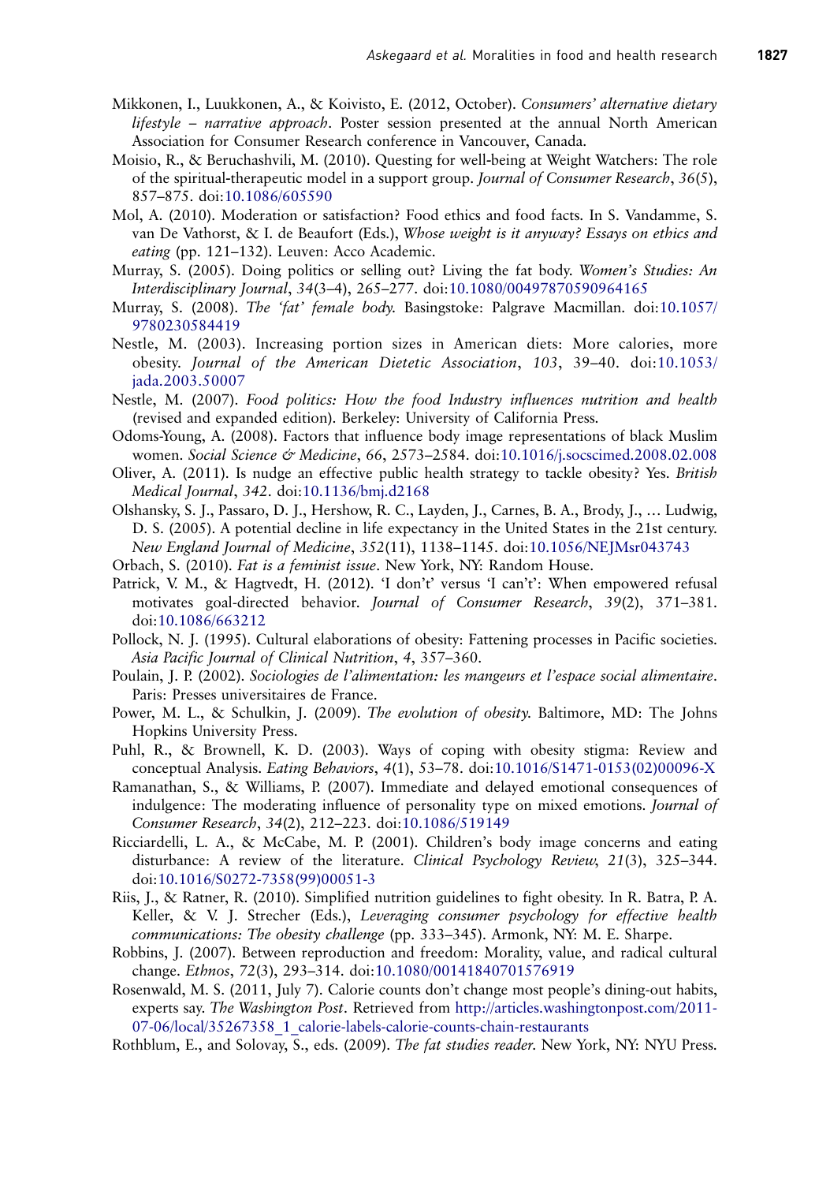Mikkonen, I., Luukkonen, A., & Koivisto, E. (2012, October). *Consumers' alternative dietary lifestyle – narrative approach*. Poster session presented at the annual North American Association for Consumer Research conference in Vancouver, Canada.

Moisio, R., & Beruchashvili, M. (2010). Questing for well-being at Weight Watchers: The role of the spiritual-therapeutic model in a support group. *Journal of Consumer Research*, *36*(5), 857–875. doi:10.1086/605590

Mol, A. (2010). Moderation or satisfaction? Food ethics and food facts. In S. Vandamme, S. van De Vathorst, & I. de Beaufort (Eds.), *Whose weight is it anyway? Essays on ethics and eating* (pp. 121–132). Leuven: Acco Academic.

Murray, S. (2005). Doing politics or selling out? Living the fat body. *Women's Studies: An Interdisciplinary Journal*, *34*(3–4), 265–277. doi:10.1080/00497870590964165

Murray, S. (2008). *The 'fat' female body.* Basingstoke: Palgrave Macmillan. doi:10.1057/9780230584419

Nestle, M. (2003). Increasing portion sizes in American diets: More calories, more obesity. *Journal of the American Dietetic Association*, *103*, 39–40. doi:10.1053/jada.2003.50007

Nestle, M. (2007). *Food politics: How the food Industry influences nutrition and health* (revised and expanded edition). Berkeley: University of California Press.

Odoms-Young, A. (2008). Factors that influence body image representations of black Muslim women. *Social Science & Medicine*, *66*, 2573–2584. doi:10.1016/j.socscimed.2008.02.008

Oliver, A. (2011). Is nudge an effective public health strategy to tackle obesity? Yes. *British Medical Journal*, *342*. doi:10.1136/bmj.d2168

Olshansky, S. J., Passaro, D. J., Hershow, R. C., Layden, J., Carnes, B. A., Brody, J., … Ludwig, D. S. (2005). A potential decline in life expectancy in the United States in the 21st century. *New England Journal of Medicine*, *352*(11), 1138–1145. doi:10.1056/NEJMsr043743

Orbach, S. (2010). *Fat is a feminist issue*. New York, NY: Random House.

Patrick, V. M., & Hagtvedt, H. (2012). 'I don't' versus 'I can't': When empowered refusal motivates goal-directed behavior. *Journal of Consumer Research*, *39*(2), 371–381. doi:10.1086/663212

Pollock, N. J. (1995). Cultural elaborations of obesity: Fattening processes in Pacific societies. *Asia Pacific Journal of Clinical Nutrition*, *4*, 357–360.

Poulain, J. P. (2002). *Sociologies de l'alimentation: les mangeurs et l'espace social alimentaire*. Paris: Presses universitaires de France.

Power, M. L., & Schulkin, J. (2009). *The evolution of obesity.* Baltimore, MD: The Johns Hopkins University Press.

Puhl, R., & Brownell, K. D. (2003). Ways of coping with obesity stigma: Review and conceptual Analysis. *Eating Behaviors*, *4*(1), 53–78. doi:10.1016/S1471-0153(02)00096-X

Ramanathan, S., & Williams, P. (2007). Immediate and delayed emotional consequences of indulgence: The moderating influence of personality type on mixed emotions. *Journal of Consumer Research*, *34*(2), 212–223. doi:10.1086/519149

Ricciardelli, L. A., & McCabe, M. P. (2001). Children's body image concerns and eating disturbance: A review of the literature. *Clinical Psychology Review*, *21*(3), 325–344. doi:10.1016/S0272-7358(99)00051-3

Riis, J., & Ratner, R. (2010). Simplified nutrition guidelines to fight obesity. In R. Batra, P. A. Keller, & V. J. Strecher (Eds.), *Leveraging consumer psychology for effective health communications: The obesity challenge* (pp. 333–345). Armonk, NY: M. E. Sharpe.

Robbins, J. (2007). Between reproduction and freedom: Morality, value, and radical cultural change. *Ethnos*, *72*(3), 293–314. doi:10.1080/00141840701576919

Rosenwald, M. S. (2011, July 7). Calorie counts don't change most people's dining-out habits, experts say. *The Washington Post*. Retrieved from http://articles.washingtonpost.com/2011-07-06/local/35267358_1_calorie-labels-calorie-counts-chain-restaurants

Rothblum, E., and Solovay, S., eds. (2009). *The fat studies reader*. New York, NY: NYU Press.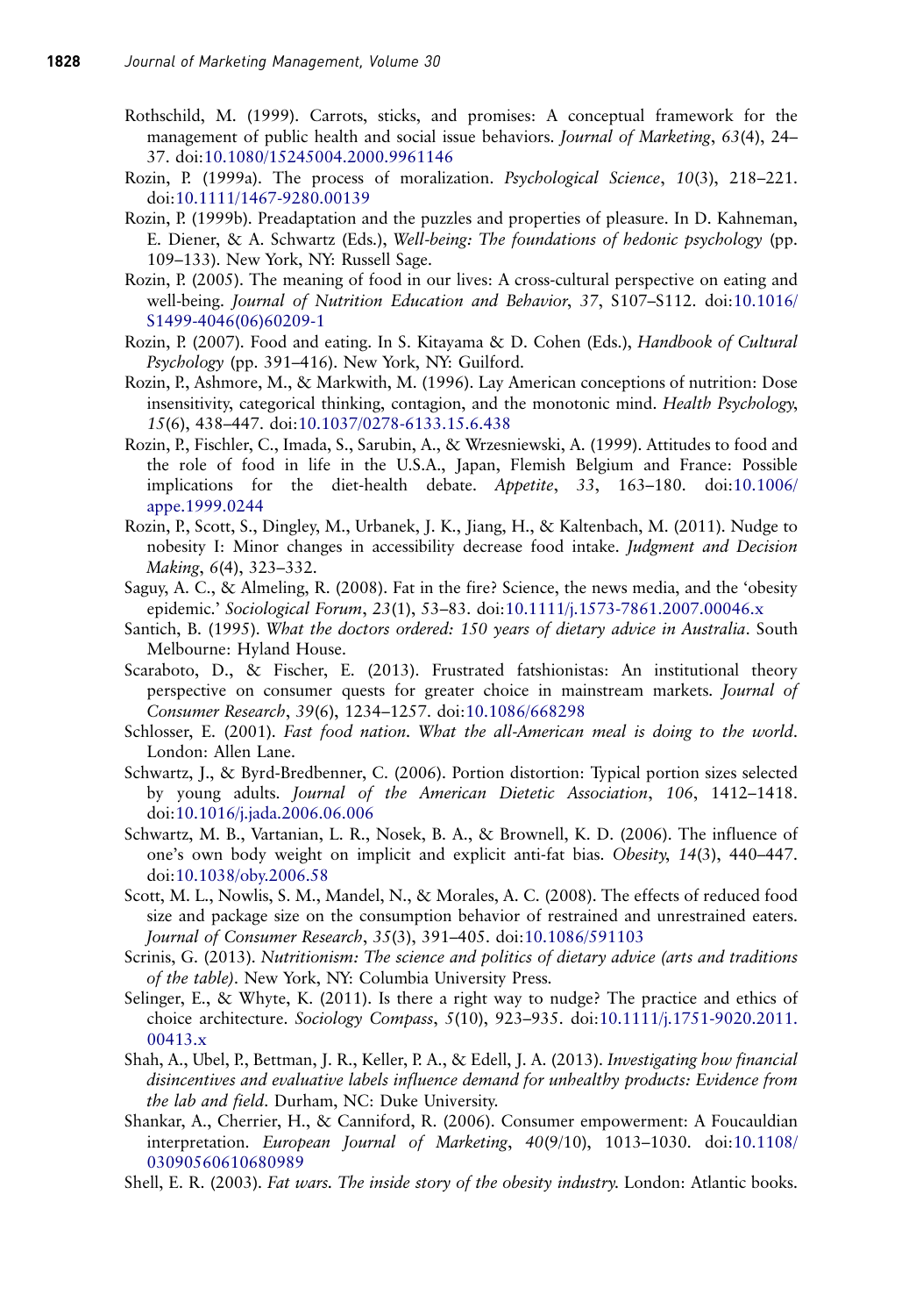Rothschild, M. (1999). Carrots, sticks, and promises: A conceptual framework for the management of public health and social issue behaviors. *Journal of Marketing*, *63*(4), 24–37. doi:10.1080/15245004.2000.9961146

Rozin, P. (1999a). The process of moralization. *Psychological Science*, *10*(3), 218–221. doi:10.1111/1467-9280.00139

Rozin, P. (1999b). Preadaptation and the puzzles and properties of pleasure. In D. Kahneman, E. Diener, & A. Schwartz (Eds.), *Well-being: The foundations of hedonic psychology* (pp. 109–133). New York, NY: Russell Sage.

Rozin, P. (2005). The meaning of food in our lives: A cross-cultural perspective on eating and well-being. *Journal of Nutrition Education and Behavior*, *37*, S107–S112. doi:10.1016/S1499-4046(06)60209-1

Rozin, P. (2007). Food and eating. In S. Kitayama & D. Cohen (Eds.), *Handbook of Cultural Psychology* (pp. 391–416). New York, NY: Guilford.

Rozin, P., Ashmore, M., & Markwith, M. (1996). Lay American conceptions of nutrition: Dose insensitivity, categorical thinking, contagion, and the monotonic mind. *Health Psychology*, *15*(6), 438–447. doi:10.1037/0278-6133.15.6.438

Rozin, P., Fischler, C., Imada, S., Sarubin, A., & Wrzesniewski, A. (1999). Attitudes to food and the role of food in life in the U.S.A., Japan, Flemish Belgium and France: Possible implications for the diet-health debate. *Appetite*, *33*, 163–180. doi:10.1006/appe.1999.0244

Rozin, P., Scott, S., Dingley, M., Urbanek, J. K., Jiang, H., & Kaltenbach, M. (2011). Nudge to nobesity I: Minor changes in accessibility decrease food intake. *Judgment and Decision Making*, *6*(4), 323–332.

Saguy, A. C., & Almeling, R. (2008). Fat in the fire? Science, the news media, and the 'obesity epidemic.' *Sociological Forum*, *23*(1), 53–83. doi:10.1111/j.1573-7861.2007.00046.x

Santich, B. (1995). *What the doctors ordered: 150 years of dietary advice in Australia*. South Melbourne: Hyland House.

Scaraboto, D., & Fischer, E. (2013). Frustrated fatshionistas: An institutional theory perspective on consumer quests for greater choice in mainstream markets. *Journal of Consumer Research*, *39*(6), 1234–1257. doi:10.1086/668298

Schlosser, E. (2001). *Fast food nation. What the all-American meal is doing to the world*. London: Allen Lane.

Schwartz, J., & Byrd-Bredbenner, C. (2006). Portion distortion: Typical portion sizes selected by young adults. *Journal of the American Dietetic Association*, *106*, 1412–1418. doi:10.1016/j.jada.2006.06.006

Schwartz, M. B., Vartanian, L. R., Nosek, B. A., & Brownell, K. D. (2006). The influence of one's own body weight on implicit and explicit anti-fat bias. *Obesity*, *14*(3), 440–447. doi:10.1038/oby.2006.58

Scott, M. L., Nowlis, S. M., Mandel, N., & Morales, A. C. (2008). The effects of reduced food size and package size on the consumption behavior of restrained and unrestrained eaters. *Journal of Consumer Research*, *35*(3), 391–405. doi:10.1086/591103

Scrinis, G. (2013). *Nutritionism: The science and politics of dietary advice (arts and traditions of the table)*. New York, NY: Columbia University Press.

Selinger, E., & Whyte, K. (2011). Is there a right way to nudge? The practice and ethics of choice architecture. *Sociology Compass*, *5*(10), 923–935. doi:10.1111/j.1751-9020.2011.00413.x

Shah, A., Ubel, P., Bettman, J. R., Keller, P. A., & Edell, J. A. (2013). *Investigating how financial disincentives and evaluative labels influence demand for unhealthy products: Evidence from the lab and field*. Durham, NC: Duke University.

Shankar, A., Cherrier, H., & Canniford, R. (2006). Consumer empowerment: A Foucauldian interpretation. *European Journal of Marketing*, *40*(9/10), 1013–1030. doi:10.1108/03090560610680989

Shell, E. R. (2003). *Fat wars. The inside story of the obesity industry*. London: Atlantic books.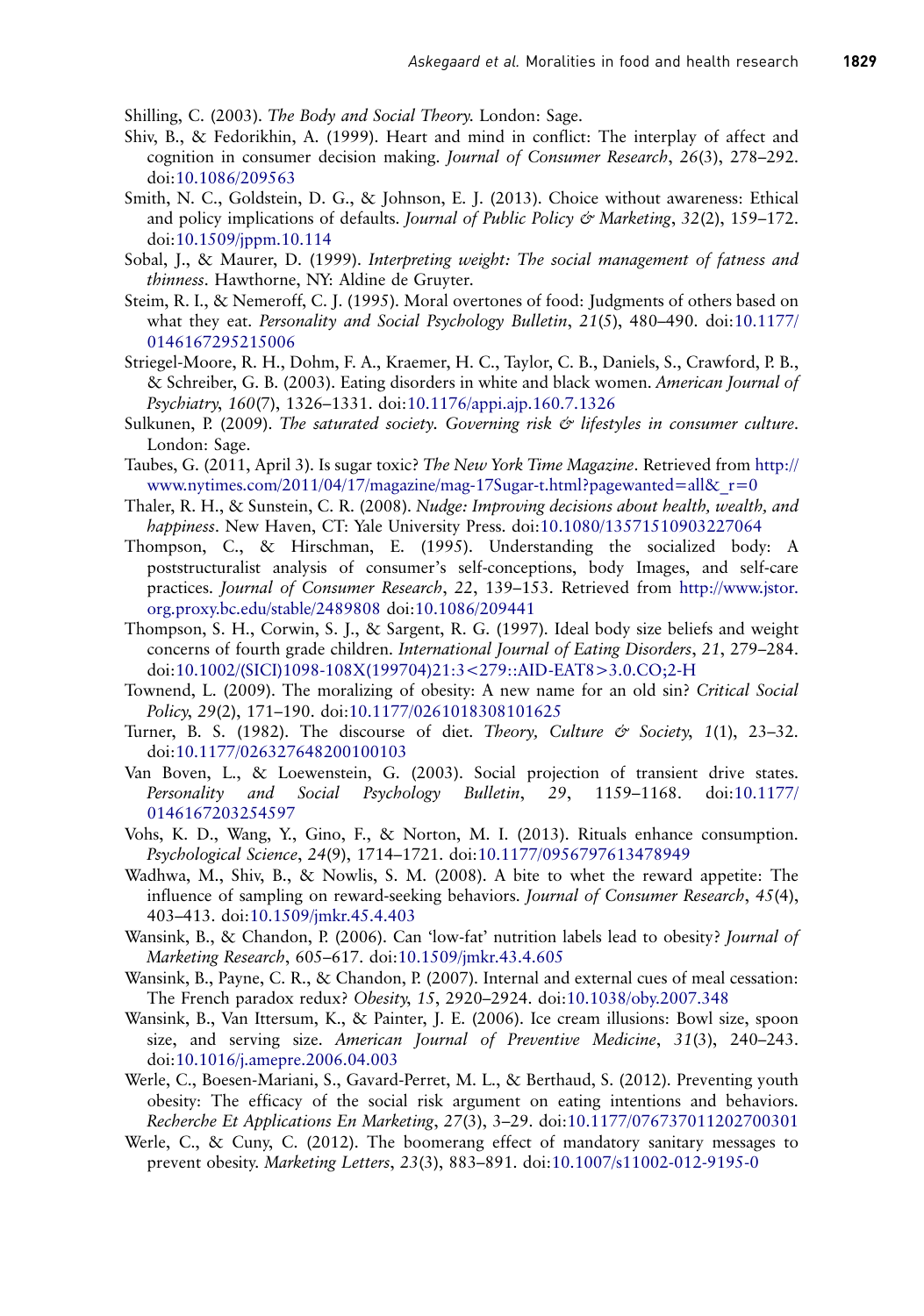Shilling, C. (2003). *The Body and Social Theory*. London: Sage.

Shiv, B., & Fedorikhin, A. (1999). Heart and mind in conflict: The interplay of affect and cognition in consumer decision making. *Journal of Consumer Research*, *26*(3), 278–292. doi:10.1086/209563

Smith, N. C., Goldstein, D. G., & Johnson, E. J. (2013). Choice without awareness: Ethical and policy implications of defaults. *Journal of Public Policy & Marketing*, *32*(2), 159–172. doi:10.1509/jppm.10.114

Sobal, J., & Maurer, D. (1999). *Interpreting weight: The social management of fatness and thinness*. Hawthorne, NY: Aldine de Gruyter.

Steim, R. I., & Nemeroff, C. J. (1995). Moral overtones of food: Judgments of others based on what they eat. *Personality and Social Psychology Bulletin*, *21*(5), 480–490. doi:10.1177/0146167295215006

Striegel-Moore, R. H., Dohm, F. A., Kraemer, H. C., Taylor, C. B., Daniels, S., Crawford, P. B., & Schreiber, G. B. (2003). Eating disorders in white and black women. *American Journal of Psychiatry*, *160*(7), 1326–1331. doi:10.1176/appi.ajp.160.7.1326

Sulkunen, P. (2009). *The saturated society. Governing risk & lifestyles in consumer culture*. London: Sage.

Taubes, G. (2011, April 3). Is sugar toxic? *The New York Time Magazine*. Retrieved from http://www.nytimes.com/2011/04/17/magazine/mag-17Sugar-t.html?pagewanted=all&_r=0

Thaler, R. H., & Sunstein, C. R. (2008). *Nudge: Improving decisions about health, wealth, and happiness*. New Haven, CT: Yale University Press. doi:10.1080/13571510903227064

Thompson, C., & Hirschman, E. (1995). Understanding the socialized body: A poststructuralist analysis of consumer's self-conceptions, body Images, and self-care practices. *Journal of Consumer Research*, *22*, 139–153. Retrieved from http://www.jstor.org.proxy.bc.edu/stable/2489808 doi:10.1086/209441

Thompson, S. H., Corwin, S. J., & Sargent, R. G. (1997). Ideal body size beliefs and weight concerns of fourth grade children. *International Journal of Eating Disorders*, *21*, 279–284. doi:10.1002/(SICI)1098-108X(199704)21:3<279::AID-EAT8>3.0.CO;2-H

Townend, L. (2009). The moralizing of obesity: A new name for an old sin? *Critical Social Policy*, *29*(2), 171–190. doi:10.1177/0261018308101625

Turner, B. S. (1982). The discourse of diet. *Theory, Culture & Society*, *1*(1), 23–32. doi:10.1177/026327648200100103

Van Boven, L., & Loewenstein, G. (2003). Social projection of transient drive states. *Personality and Social Psychology Bulletin*, *29*, 1159–1168. doi:10.1177/0146167203254597

Vohs, K. D., Wang, Y., Gino, F., & Norton, M. I. (2013). Rituals enhance consumption. *Psychological Science*, *24*(9), 1714–1721. doi:10.1177/0956797613478949

Wadhwa, M., Shiv, B., & Nowlis, S. M. (2008). A bite to whet the reward appetite: The influence of sampling on reward-seeking behaviors. *Journal of Consumer Research*, *45*(4), 403–413. doi:10.1509/jmkr.45.4.403

Wansink, B., & Chandon, P. (2006). Can 'low-fat' nutrition labels lead to obesity? *Journal of Marketing Research*, 605–617. doi:10.1509/jmkr.43.4.605

Wansink, B., Payne, C. R., & Chandon, P. (2007). Internal and external cues of meal cessation: The French paradox redux? *Obesity*, *15*, 2920–2924. doi:10.1038/oby.2007.348

Wansink, B., Van Ittersum, K., & Painter, J. E. (2006). Ice cream illusions: Bowl size, spoon size, and serving size. *American Journal of Preventive Medicine*, *31*(3), 240–243. doi:10.1016/j.amepre.2006.04.003

Werle, C., Boesen-Mariani, S., Gavard-Perret, M. L., & Berthaud, S. (2012). Preventing youth obesity: The efficacy of the social risk argument on eating intentions and behaviors. *Recherche Et Applications En Marketing*, *27*(3), 3–29. doi:10.1177/076737011202700301

Werle, C., & Cuny, C. (2012). The boomerang effect of mandatory sanitary messages to prevent obesity. *Marketing Letters*, *23*(3), 883–891. doi:10.1007/s11002-012-9195-0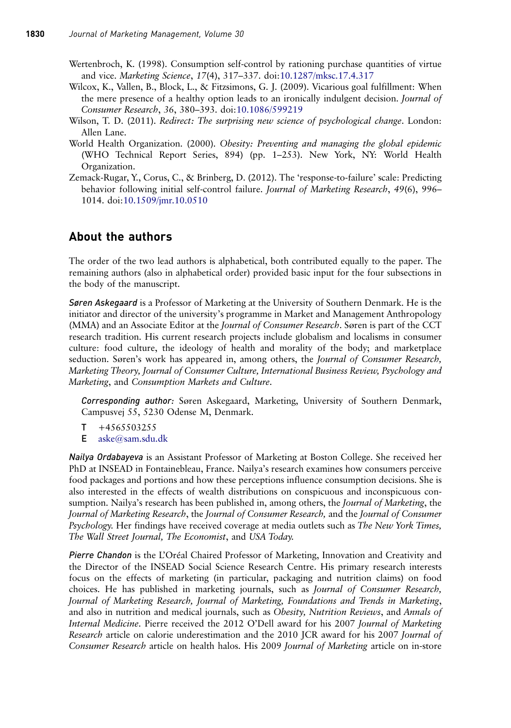Wertenbroch, K. (1998). Consumption self-control by rationing purchase quantities of virtue and vice. *Marketing Science*, *17*(4), 317–337. doi:10.1287/mksc.17.4.317

Wilcox, K., Vallen, B., Block, L., & Fitzsimons, G. J. (2009). Vicarious goal fulfillment: When the mere presence of a healthy option leads to an ironically indulgent decision. *Journal of Consumer Research*, *36*, 380–393. doi:10.1086/599219

Wilson, T. D. (2011). *Redirect: The surprising new science of psychological change*. London: Allen Lane.

World Health Organization. (2000). *Obesity: Preventing and managing the global epidemic* (WHO Technical Report Series, 894) (pp. 1–253). New York, NY: World Health Organization.

Zemack-Rugar, Y., Corus, C., & Brinberg, D. (2012). The 'response-to-failure' scale: Predicting behavior following initial self-control failure. *Journal of Marketing Research*, *49*(6), 996–1014. doi:10.1509/jmr.10.0510

## About the authors

The order of the two lead authors is alphabetical, both contributed equally to the paper. The remaining authors (also in alphabetical order) provided basic input for the four subsections in the body of the manuscript.

***Søren Askegaard*** is a Professor of Marketing at the University of Southern Denmark. He is the initiator and director of the university's programme in Market and Management Anthropology (MMA) and an Associate Editor at the *Journal of Consumer Research*. Søren is part of the CCT research tradition. His current research projects include globalism and localisms in consumer culture: food culture, the ideology of health and morality of the body; and marketplace seduction. Søren's work has appeared in, among others, the *Journal of Consumer Research, Marketing Theory, Journal of Consumer Culture, International Business Review, Psychology and Marketing*, and *Consumption Markets and Culture*.

*Corresponding author:* Søren Askegaard, Marketing, University of Southern Denmark, Campusvej 55, 5230 Odense M, Denmark.

**T** +4565503255
**E** aske@sam.sdu.dk

***Nailya Ordabayeva*** is an Assistant Professor of Marketing at Boston College. She received her PhD at INSEAD in Fontainebleau, France. Nailya's research examines how consumers perceive food packages and portions and how these perceptions influence consumption decisions. She is also interested in the effects of wealth distributions on conspicuous and inconspicuous consumption. Nailya's research has been published in, among others, the *Journal of Marketing*, the *Journal of Marketing Research*, the *Journal of Consumer Research,* and the *Journal of Consumer Psychology.* Her findings have received coverage at media outlets such as *The New York Times, The Wall Street Journal, The Economist*, and *USA Today.*

***Pierre Chandon*** is the L'Oréal Chaired Professor of Marketing, Innovation and Creativity and the Director of the INSEAD Social Science Research Centre. His primary research interests focus on the effects of marketing (in particular, packaging and nutrition claims) on food choices. He has published in marketing journals, such as *Journal of Consumer Research, Journal of Marketing Research, Journal of Marketing, Foundations and Trends in Marketing*, and also in nutrition and medical journals, such as *Obesity, Nutrition Reviews*, and *Annals of Internal Medicine*. Pierre received the 2012 O'Dell award for his 2007 *Journal of Marketing Research* article on calorie underestimation and the 2010 JCR award for his 2007 *Journal of Consumer Research* article on health halos. His 2009 *Journal of Marketing* article on in-store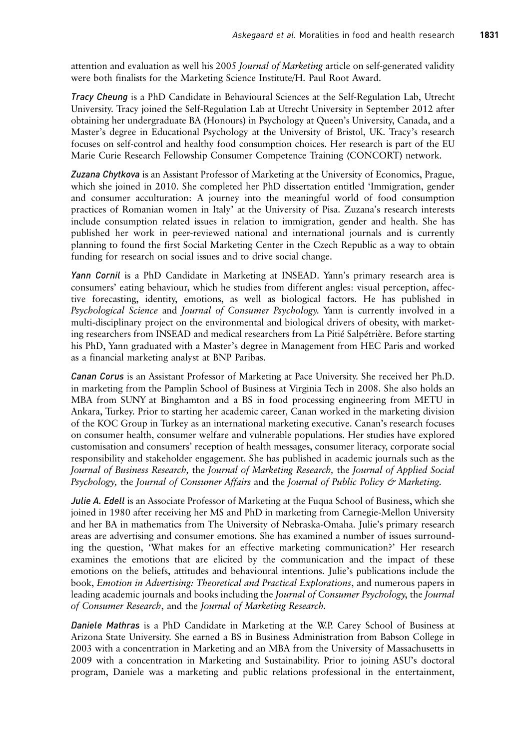attention and evaluation as well his 2005 *Journal of Marketing* article on self-generated validity were both finalists for the Marketing Science Institute/H. Paul Root Award.

*Tracy Cheung* is a PhD Candidate in Behavioural Sciences at the Self-Regulation Lab, Utrecht University. Tracy joined the Self-Regulation Lab at Utrecht University in September 2012 after obtaining her undergraduate BA (Honours) in Psychology at Queen's University, Canada, and a Master's degree in Educational Psychology at the University of Bristol, UK. Tracy's research focuses on self-control and healthy food consumption choices. Her research is part of the EU Marie Curie Research Fellowship Consumer Competence Training (CONCORT) network.

*Zuzana Chytkova* is an Assistant Professor of Marketing at the University of Economics, Prague, which she joined in 2010. She completed her PhD dissertation entitled 'Immigration, gender and consumer acculturation: A journey into the meaningful world of food consumption practices of Romanian women in Italy' at the University of Pisa. Zuzana's research interests include consumption related issues in relation to immigration, gender and health. She has published her work in peer-reviewed national and international journals and is currently planning to found the first Social Marketing Center in the Czech Republic as a way to obtain funding for research on social issues and to drive social change.

*Yann Cornil* is a PhD Candidate in Marketing at INSEAD. Yann's primary research area is consumers' eating behaviour, which he studies from different angles: visual perception, affective forecasting, identity, emotions, as well as biological factors. He has published in *Psychological Science* and *Journal of Consumer Psychology*. Yann is currently involved in a multi-disciplinary project on the environmental and biological drivers of obesity, with marketing researchers from INSEAD and medical researchers from La Pitié Salpétrière. Before starting his PhD, Yann graduated with a Master's degree in Management from HEC Paris and worked as a financial marketing analyst at BNP Paribas.

*Canan Corus* is an Assistant Professor of Marketing at Pace University. She received her Ph.D. in marketing from the Pamplin School of Business at Virginia Tech in 2008. She also holds an MBA from SUNY at Binghamton and a BS in food processing engineering from METU in Ankara, Turkey. Prior to starting her academic career, Canan worked in the marketing division of the KOC Group in Turkey as an international marketing executive. Canan's research focuses on consumer health, consumer welfare and vulnerable populations. Her studies have explored customisation and consumers' reception of health messages, consumer literacy, corporate social responsibility and stakeholder engagement. She has published in academic journals such as the *Journal of Business Research,* the *Journal of Marketing Research,* the *Journal of Applied Social Psychology,* the *Journal of Consumer Affairs* and the *Journal of Public Policy & Marketing*.

*Julie A. Edell* is an Associate Professor of Marketing at the Fuqua School of Business, which she joined in 1980 after receiving her MS and PhD in marketing from Carnegie-Mellon University and her BA in mathematics from The University of Nebraska-Omaha. Julie's primary research areas are advertising and consumer emotions. She has examined a number of issues surrounding the question, 'What makes for an effective marketing communication?' Her research examines the emotions that are elicited by the communication and the impact of these emotions on the beliefs, attitudes and behavioural intentions. Julie's publications include the book, *Emotion in Advertising: Theoretical and Practical Explorations*, and numerous papers in leading academic journals and books including the *Journal of Consumer Psychology*, the *Journal of Consumer Research*, and the *Journal of Marketing Research*.

*Daniele Mathras* is a PhD Candidate in Marketing at the W.P. Carey School of Business at Arizona State University. She earned a BS in Business Administration from Babson College in 2003 with a concentration in Marketing and an MBA from the University of Massachusetts in 2009 with a concentration in Marketing and Sustainability. Prior to joining ASU's doctoral program, Daniele was a marketing and public relations professional in the entertainment,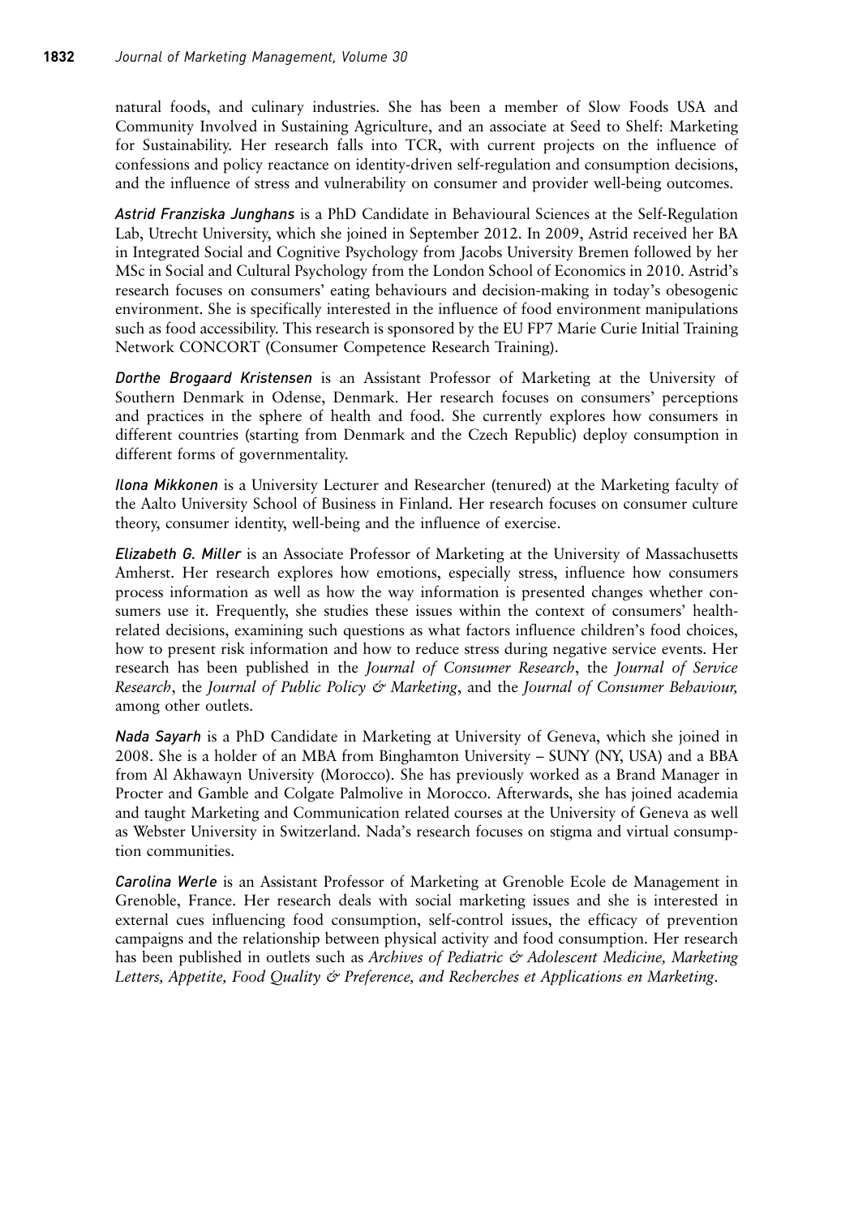natural foods, and culinary industries. She has been a member of Slow Foods USA and Community Involved in Sustaining Agriculture, and an associate at Seed to Shelf: Marketing for Sustainability. Her research falls into TCR, with current projects on the influence of confessions and policy reactance on identity-driven self-regulation and consumption decisions, and the influence of stress and vulnerability on consumer and provider well-being outcomes.

***Astrid Franziska Junghans*** is a PhD Candidate in Behavioural Sciences at the Self-Regulation Lab, Utrecht University, which she joined in September 2012. In 2009, Astrid received her BA in Integrated Social and Cognitive Psychology from Jacobs University Bremen followed by her MSc in Social and Cultural Psychology from the London School of Economics in 2010. Astrid's research focuses on consumers' eating behaviours and decision-making in today's obesogenic environment. She is specifically interested in the influence of food environment manipulations such as food accessibility. This research is sponsored by the EU FP7 Marie Curie Initial Training Network CONCORT (Consumer Competence Research Training).

***Dorthe Brogaard Kristensen*** is an Assistant Professor of Marketing at the University of Southern Denmark in Odense, Denmark. Her research focuses on consumers' perceptions and practices in the sphere of health and food. She currently explores how consumers in different countries (starting from Denmark and the Czech Republic) deploy consumption in different forms of governmentality.

***Ilona Mikkonen*** is a University Lecturer and Researcher (tenured) at the Marketing faculty of the Aalto University School of Business in Finland. Her research focuses on consumer culture theory, consumer identity, well-being and the influence of exercise.

***Elizabeth G. Miller*** is an Associate Professor of Marketing at the University of Massachusetts Amherst. Her research explores how emotions, especially stress, influence how consumers process information as well as how the way information is presented changes whether consumers use it. Frequently, she studies these issues within the context of consumers' health-related decisions, examining such questions as what factors influence children's food choices, how to present risk information and how to reduce stress during negative service events. Her research has been published in the *Journal of Consumer Research*, the *Journal of Service Research*, the *Journal of Public Policy & Marketing*, and the *Journal of Consumer Behaviour,* among other outlets.

***Nada Sayarh*** is a PhD Candidate in Marketing at University of Geneva, which she joined in 2008. She is a holder of an MBA from Binghamton University – SUNY (NY, USA) and a BBA from Al Akhawayn University (Morocco). She has previously worked as a Brand Manager in Procter and Gamble and Colgate Palmolive in Morocco. Afterwards, she has joined academia and taught Marketing and Communication related courses at the University of Geneva as well as Webster University in Switzerland. Nada's research focuses on stigma and virtual consumption communities.

***Carolina Werle*** is an Assistant Professor of Marketing at Grenoble Ecole de Management in Grenoble, France. Her research deals with social marketing issues and she is interested in external cues influencing food consumption, self-control issues, the efficacy of prevention campaigns and the relationship between physical activity and food consumption. Her research has been published in outlets such as *Archives of Pediatric & Adolescent Medicine, Marketing Letters, Appetite, Food Quality & Preference, and Recherches et Applications en Marketing*.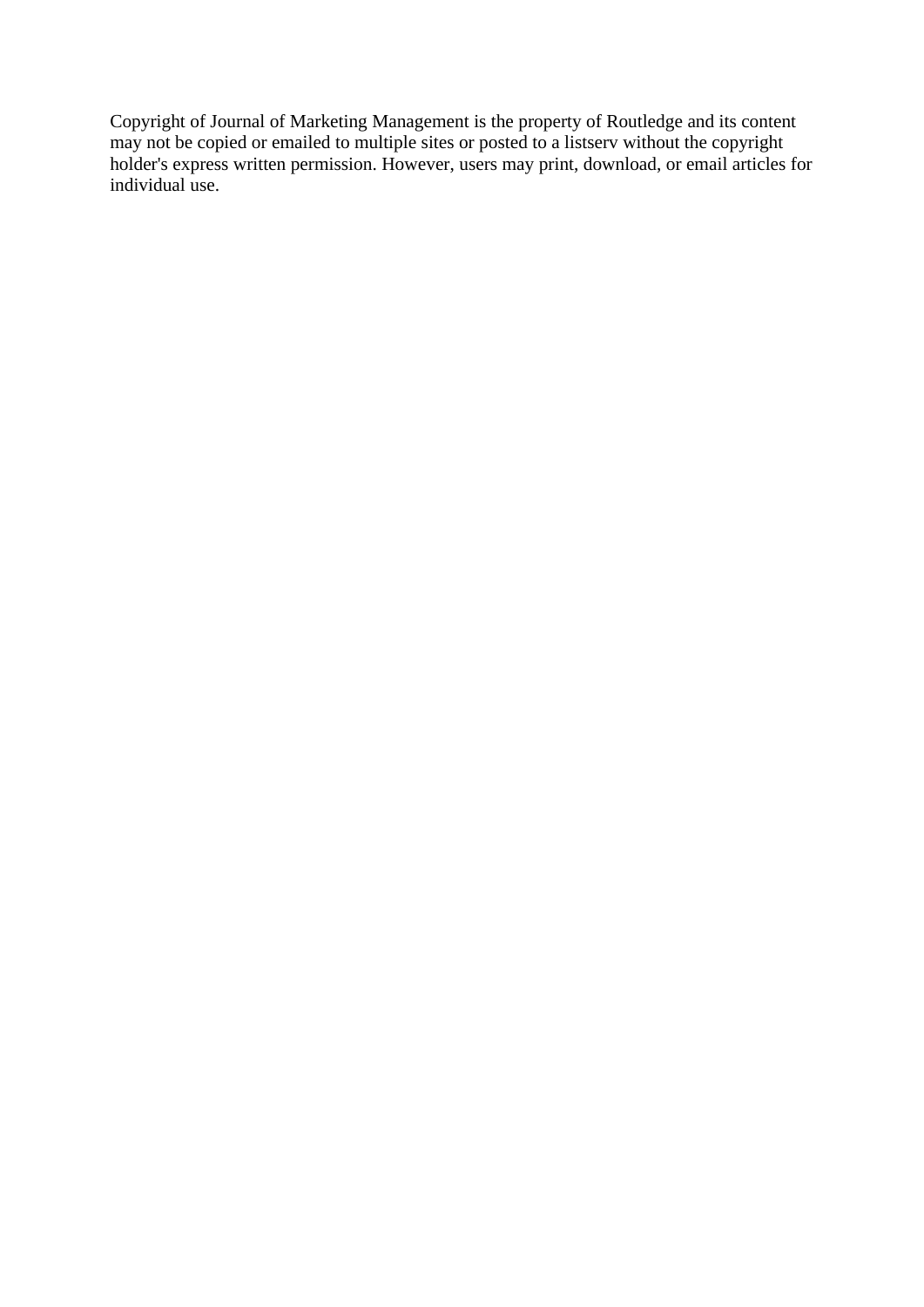Copyright of Journal of Marketing Management is the property of Routledge and its content may not be copied or emailed to multiple sites or posted to a listserv without the copyright holder's express written permission. However, users may print, download, or email articles for individual use.